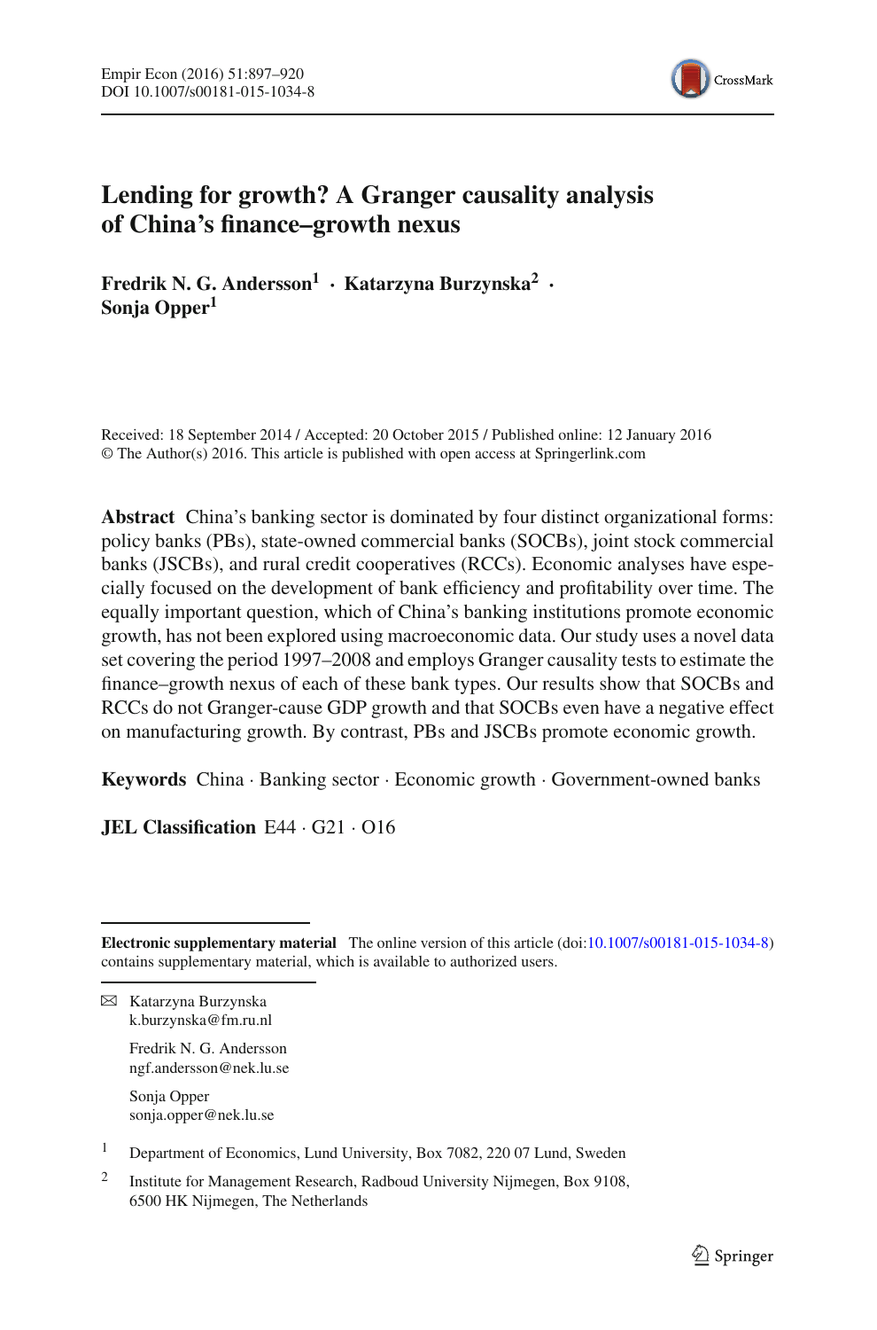# Lending for growth? A Granger causality analysis of China's finance–growth nexus

**Fredrik N. G. Andersson[1] · Katarzyna Burzynska[2] · Sonja Opper[1]**

Received: 18 September 2014 / Accepted: 20 October 2015 / Published online: 12 January 2016
© The Author(s) 2016. This article is published with open access at Springerlink.com

**Abstract** China's banking sector is dominated by four distinct organizational forms: policy banks (PBs), state-owned commercial banks (SOCBs), joint stock commercial banks (JSCBs), and rural credit cooperatives (RCCs). Economic analyses have especially focused on the development of bank efficiency and profitability over time. The equally important question, which of China's banking institutions promote economic growth, has not been explored using macroeconomic data. Our study uses a novel data set covering the period 1997–2008 and employs Granger causality tests to estimate the finance–growth nexus of each of these bank types. Our results show that SOCBs and RCCs do not Granger-cause GDP growth and that SOCBs even have a negative effect on manufacturing growth. By contrast, PBs and JSCBs promote economic growth.

**Keywords** China · Banking sector · Economic growth · Government-owned banks

**JEL Classification** E44 · G21 · O16

---

**Electronic supplementary material** The online version of this article (doi:10.1007/s00181-015-1034-8) contains supplementary material, which is available to authorized users.

✉ Katarzyna Burzynska
k.burzynska@fm.ru.nl

Fredrik N. G. Andersson
ngf.andersson@nek.lu.se

Sonja Opper
sonja.opper@nek.lu.se

[1] Department of Economics, Lund University, Box 7082, 220 07 Lund, Sweden

[2] Institute for Management Research, Radboud University Nijmegen, Box 9108, 6500 HK Nijmegen, The Netherlands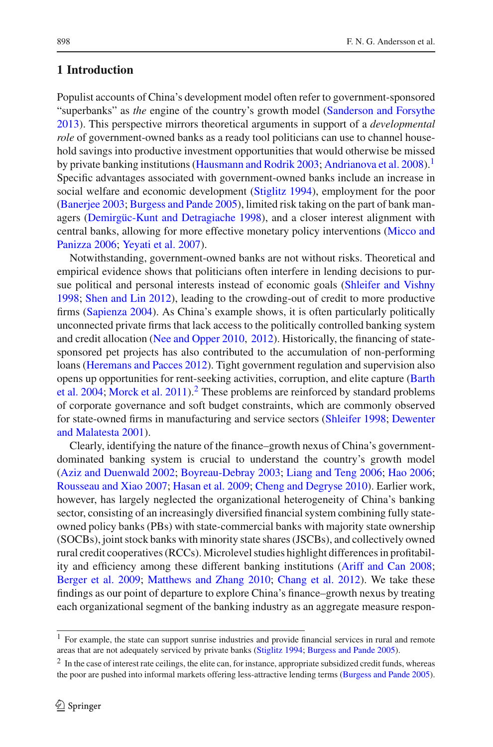## 1 Introduction

Populist accounts of China's development model often refer to government-sponsored "superbanks" as *the* engine of the country's growth model (Sanderson and Forsythe 2013). This perspective mirrors theoretical arguments in support of a *developmental role* of government-owned banks as a ready tool politicians can use to channel household savings into productive investment opportunities that would otherwise be missed by private banking institutions (Hausmann and Rodrik 2003; Andrianova et al. 2008).[1] Specific advantages associated with government-owned banks include an increase in social welfare and economic development (Stiglitz 1994), employment for the poor (Banerjee 2003; Burgess and Pande 2005), limited risk taking on the part of bank managers (Demirgüc-Kunt and Detragiache 1998), and a closer interest alignment with central banks, allowing for more effective monetary policy interventions (Micco and Panizza 2006; Yeyati et al. 2007).

Notwithstanding, government-owned banks are not without risks. Theoretical and empirical evidence shows that politicians often interfere in lending decisions to pursue political and personal interests instead of economic goals (Shleifer and Vishny 1998; Shen and Lin 2012), leading to the crowding-out of credit to more productive firms (Sapienza 2004). As China's example shows, it is often particularly politically unconnected private firms that lack access to the politically controlled banking system and credit allocation (Nee and Opper 2010, 2012). Historically, the financing of state-sponsored pet projects has also contributed to the accumulation of non-performing loans (Heremans and Pacces 2012). Tight government regulation and supervision also opens up opportunities for rent-seeking activities, corruption, and elite capture (Barth et al. 2004; Morck et al. 2011).[2] These problems are reinforced by standard problems of corporate governance and soft budget constraints, which are commonly observed for state-owned firms in manufacturing and service sectors (Shleifer 1998; Dewenter and Malatesta 2001).

Clearly, identifying the nature of the finance–growth nexus of China's government-dominated banking system is crucial to understand the country's growth model (Aziz and Duenwald 2002; Boyreau-Debray 2003; Liang and Teng 2006; Hao 2006; Rousseau and Xiao 2007; Hasan et al. 2009; Cheng and Degryse 2010). Earlier work, however, has largely neglected the organizational heterogeneity of China's banking sector, consisting of an increasingly diversified financial system combining fully state-owned policy banks (PBs) with state-commercial banks with majority state ownership (SOCBs), joint stock banks with minority state shares (JSCBs), and collectively owned rural credit cooperatives (RCCs). Microlevel studies highlight differences in profitability and efficiency among these different banking institutions (Ariff and Can 2008; Berger et al. 2009; Matthews and Zhang 2010; Chang et al. 2012). We take these findings as our point of departure to explore China's finance–growth nexus by treating each organizational segment of the banking industry as an aggregate measure respon-

---

[1] For example, the state can support sunrise industries and provide financial services in rural and remote areas that are not adequately serviced by private banks (Stiglitz 1994; Burgess and Pande 2005).

[2] In the case of interest rate ceilings, the elite can, for instance, appropriate subsidized credit funds, whereas the poor are pushed into informal markets offering less-attractive lending terms (Burgess and Pande 2005).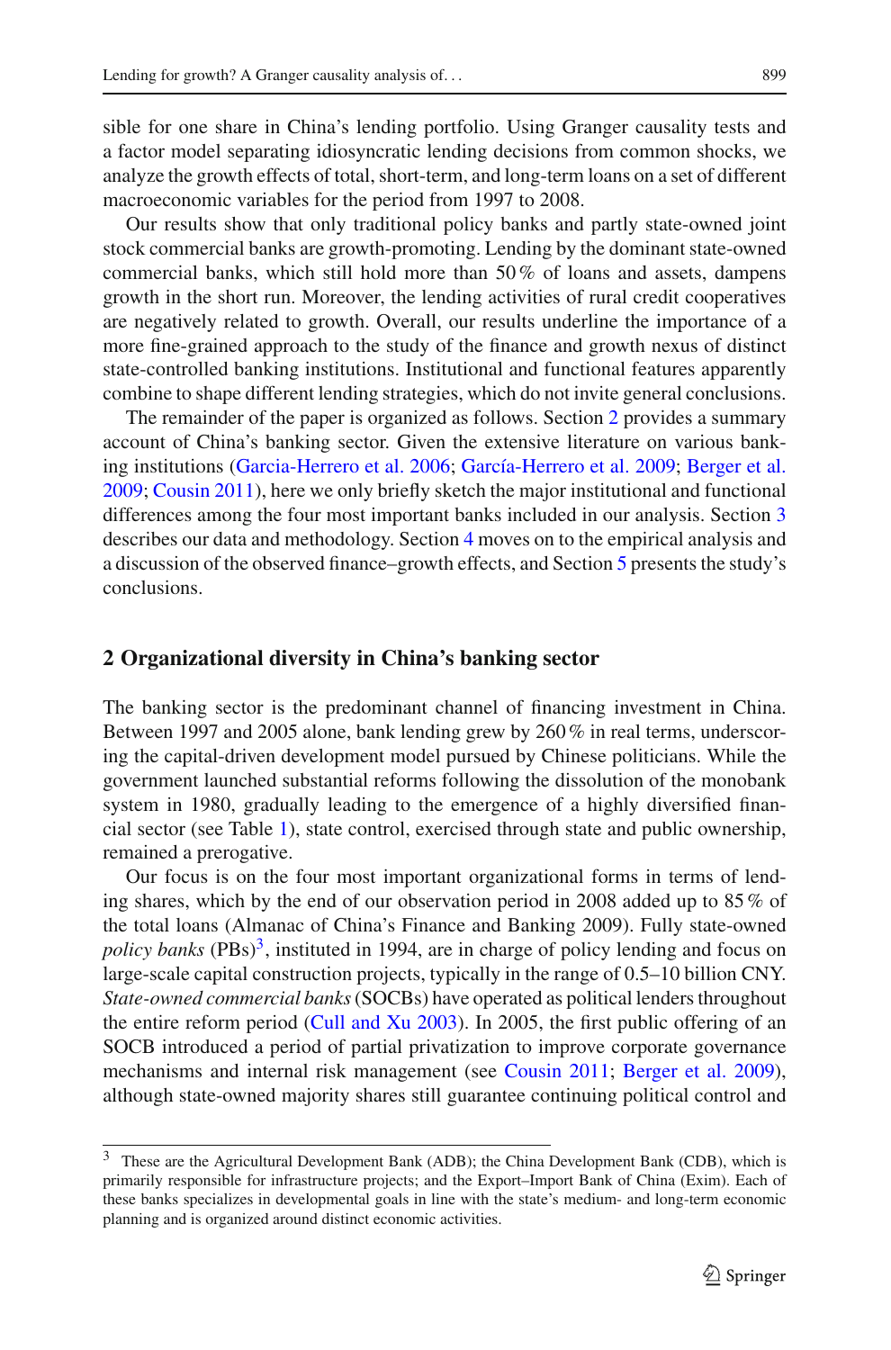sible for one share in China's lending portfolio. Using Granger causality tests and a factor model separating idiosyncratic lending decisions from common shocks, we analyze the growth effects of total, short-term, and long-term loans on a set of different macroeconomic variables for the period from 1997 to 2008.

Our results show that only traditional policy banks and partly state-owned joint stock commercial banks are growth-promoting. Lending by the dominant state-owned commercial banks, which still hold more than 50 % of loans and assets, dampens growth in the short run. Moreover, the lending activities of rural credit cooperatives are negatively related to growth. Overall, our results underline the importance of a more fine-grained approach to the study of the finance and growth nexus of distinct state-controlled banking institutions. Institutional and functional features apparently combine to shape different lending strategies, which do not invite general conclusions.

The remainder of the paper is organized as follows. Section 2 provides a summary account of China's banking sector. Given the extensive literature on various banking institutions (Garcia-Herrero et al. 2006; García-Herrero et al. 2009; Berger et al. 2009; Cousin 2011), here we only briefly sketch the major institutional and functional differences among the four most important banks included in our analysis. Section 3 describes our data and methodology. Section 4 moves on to the empirical analysis and a discussion of the observed finance–growth effects, and Section 5 presents the study's conclusions.

## 2 Organizational diversity in China's banking sector

The banking sector is the predominant channel of financing investment in China. Between 1997 and 2005 alone, bank lending grew by 260 % in real terms, underscoring the capital-driven development model pursued by Chinese politicians. While the government launched substantial reforms following the dissolution of the monobank system in 1980, gradually leading to the emergence of a highly diversified financial sector (see Table 1), state control, exercised through state and public ownership, remained a prerogative.

Our focus is on the four most important organizational forms in terms of lending shares, which by the end of our observation period in 2008 added up to 85 % of the total loans (Almanac of China's Finance and Banking 2009). Fully state-owned *policy banks* (PBs)[3], instituted in 1994, are in charge of policy lending and focus on large-scale capital construction projects, typically in the range of 0.5–10 billion CNY. *State-owned commercial banks* (SOCBs) have operated as political lenders throughout the entire reform period (Cull and Xu 2003). In 2005, the first public offering of an SOCB introduced a period of partial privatization to improve corporate governance mechanisms and internal risk management (see Cousin 2011; Berger et al. 2009), although state-owned majority shares still guarantee continuing political control and

---

[3] These are the Agricultural Development Bank (ADB); the China Development Bank (CDB), which is primarily responsible for infrastructure projects; and the Export–Import Bank of China (Exim). Each of these banks specializes in developmental goals in line with the state's medium- and long-term economic planning and is organized around distinct economic activities.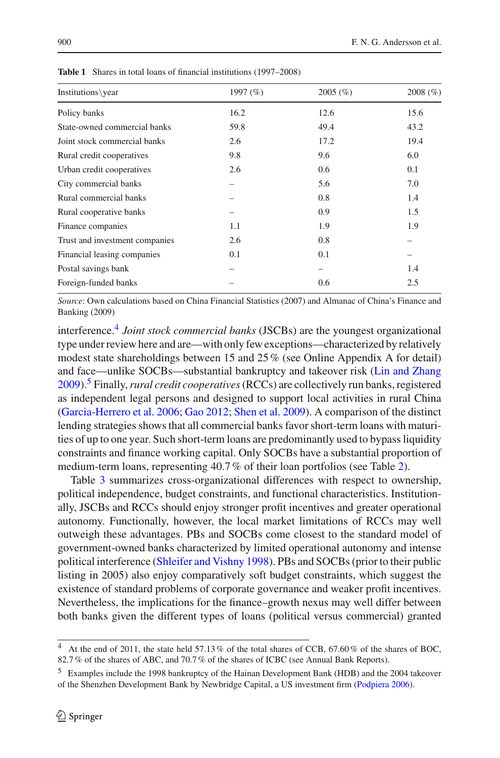**Table 1** Shares in total loans of financial institutions (1997–2008)

| Institutions\year | 1997 (%) | 2005 (%) | 2008 (%) |
|---|---|---|---|
| Policy banks | 16.2 | 12.6 | 15.6 |
| State-owned commercial banks | 59.8 | 49.4 | 43.2 |
| Joint stock commercial banks | 2.6 | 17.2 | 19.4 |
| Rural credit cooperatives | 9.8 | 9.6 | 6.0 |
| Urban credit cooperatives | 2.6 | 0.6 | 0.1 |
| City commercial banks | – | 5.6 | 7.0 |
| Rural commercial banks | – | 0.8 | 1.4 |
| Rural cooperative banks | – | 0.9 | 1.5 |
| Finance companies | 1.1 | 1.9 | 1.9 |
| Trust and investment companies | 2.6 | 0.8 | – |
| Financial leasing companies | 0.1 | 0.1 | – |
| Postal savings bank | – | – | 1.4 |
| Foreign-funded banks | – | 0.6 | 2.5 |

*Source*: Own calculations based on China Financial Statistics (2007) and Almanac of China's Finance and Banking (2009)

interference.[4] *Joint stock commercial banks* (JSCBs) are the youngest organizational type under review here and are—with only few exceptions—characterized by relatively modest state shareholdings between 15 and 25 % (see Online Appendix A for detail) and face—unlike SOCBs—substantial bankruptcy and takeover risk (Lin and Zhang 2009).[5] Finally, *rural credit cooperatives* (RCCs) are collectively run banks, registered as independent legal persons and designed to support local activities in rural China (Garcia-Herrero et al. 2006; Gao 2012; Shen et al. 2009). A comparison of the distinct lending strategies shows that all commercial banks favor short-term loans with maturities of up to one year. Such short-term loans are predominantly used to bypass liquidity constraints and finance working capital. Only SOCBs have a substantial proportion of medium-term loans, representing 40.7 % of their loan portfolios (see Table 2).

Table 3 summarizes cross-organizational differences with respect to ownership, political independence, budget constraints, and functional characteristics. Institutionally, JSCBs and RCCs should enjoy stronger profit incentives and greater operational autonomy. Functionally, however, the local market limitations of RCCs may well outweigh these advantages. PBs and SOCBs come closest to the standard model of government-owned banks characterized by limited operational autonomy and intense political interference (Shleifer and Vishny 1998). PBs and SOCBs (prior to their public listing in 2005) also enjoy comparatively soft budget constraints, which suggest the existence of standard problems of corporate governance and weaker profit incentives. Nevertheless, the implications for the finance–growth nexus may well differ between both banks given the different types of loans (political versus commercial) granted

---

[4] At the end of 2011, the state held 57.13 % of the total shares of CCB, 67.60 % of the shares of BOC, 82.7 % of the shares of ABC, and 70.7 % of the shares of ICBC (see Annual Bank Reports).

[5] Examples include the 1998 bankruptcy of the Hainan Development Bank (HDB) and the 2004 takeover of the Shenzhen Development Bank by Newbridge Capital, a US investment firm (Podpiera 2006).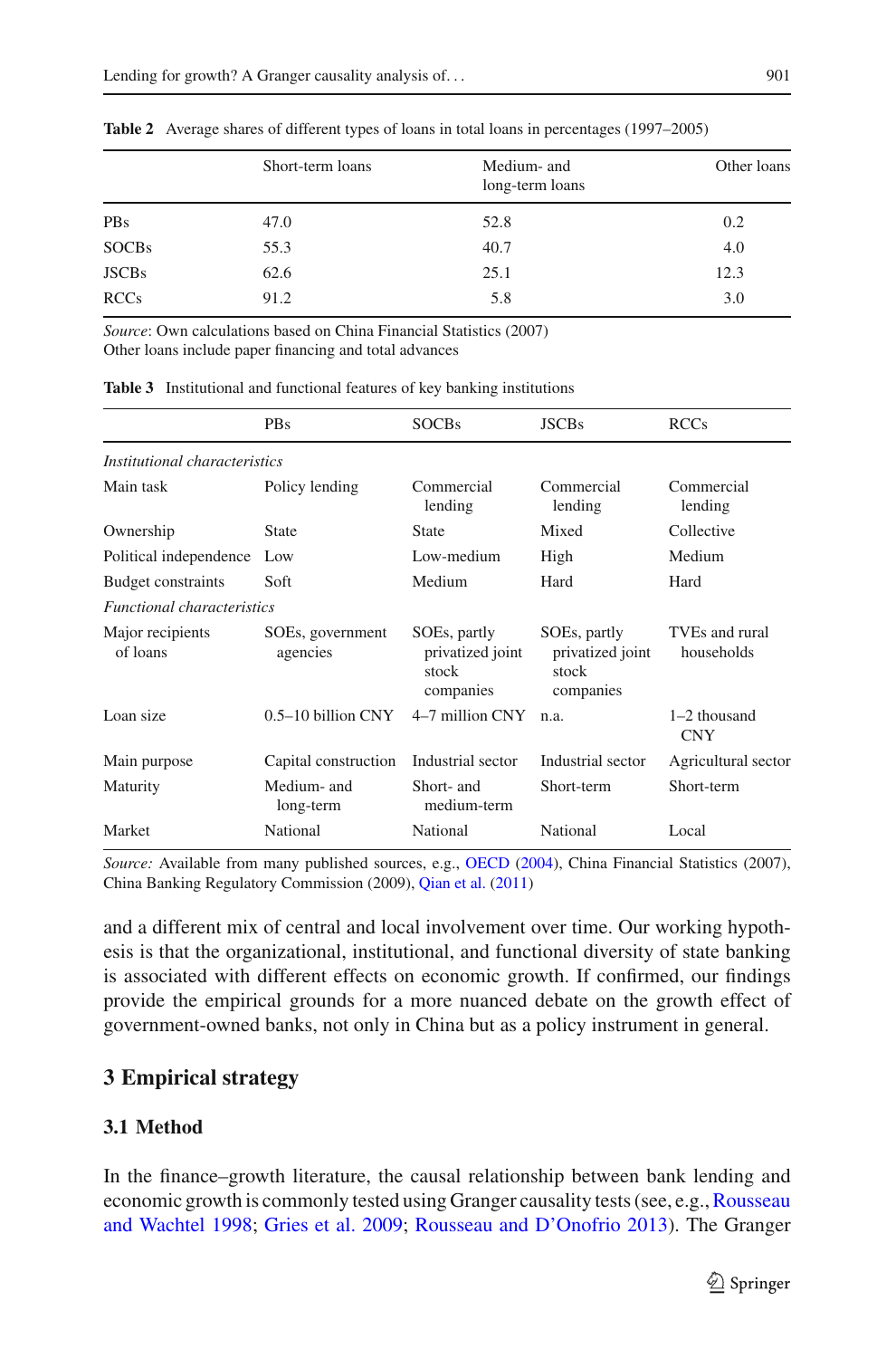**Table 2** Average shares of different types of loans in total loans in percentages (1997–2005)

| | Short-term loans | Medium- and long-term loans | Other loans |
|---|---|---|---|
| PBs | 47.0 | 52.8 | 0.2 |
| SOCBs | 55.3 | 40.7 | 4.0 |
| JSCBs | 62.6 | 25.1 | 12.3 |
| RCCs | 91.2 | 5.8 | 3.0 |

*Source*: Own calculations based on China Financial Statistics (2007)
Other loans include paper financing and total advances

**Table 3** Institutional and functional features of key banking institutions

| | PBs | SOCBs | JSCBs | RCCs |
|---|---|---|---|---|
| *Institutional characteristics* | | | | |
| Main task | Policy lending | Commercial lending | Commercial lending | Commercial lending |
| Ownership | State | State | Mixed | Collective |
| Political independence | Low | Low-medium | High | Medium |
| Budget constraints | Soft | Medium | Hard | Hard |
| *Functional characteristics* | | | | |
| Major recipients of loans | SOEs, government agencies | SOEs, partly privatized joint stock companies | SOEs, partly privatized joint stock companies | TVEs and rural households |
| Loan size | 0.5–10 billion CNY | 4–7 million CNY | n.a. | 1–2 thousand CNY |
| Main purpose | Capital construction | Industrial sector | Industrial sector | Agricultural sector |
| Maturity | Medium- and long-term | Short- and medium-term | Short-term | Short-term |
| Market | National | National | National | Local |

*Source:* Available from many published sources, e.g., OECD (2004), China Financial Statistics (2007), China Banking Regulatory Commission (2009), Qian et al. (2011)

and a different mix of central and local involvement over time. Our working hypothesis is that the organizational, institutional, and functional diversity of state banking is associated with different effects on economic growth. If confirmed, our findings provide the empirical grounds for a more nuanced debate on the growth effect of government-owned banks, not only in China but as a policy instrument in general.

## 3 Empirical strategy

### 3.1 Method

In the finance–growth literature, the causal relationship between bank lending and economic growth is commonly tested using Granger causality tests (see, e.g., Rousseau and Wachtel 1998; Gries et al. 2009; Rousseau and D'Onofrio 2013). The Granger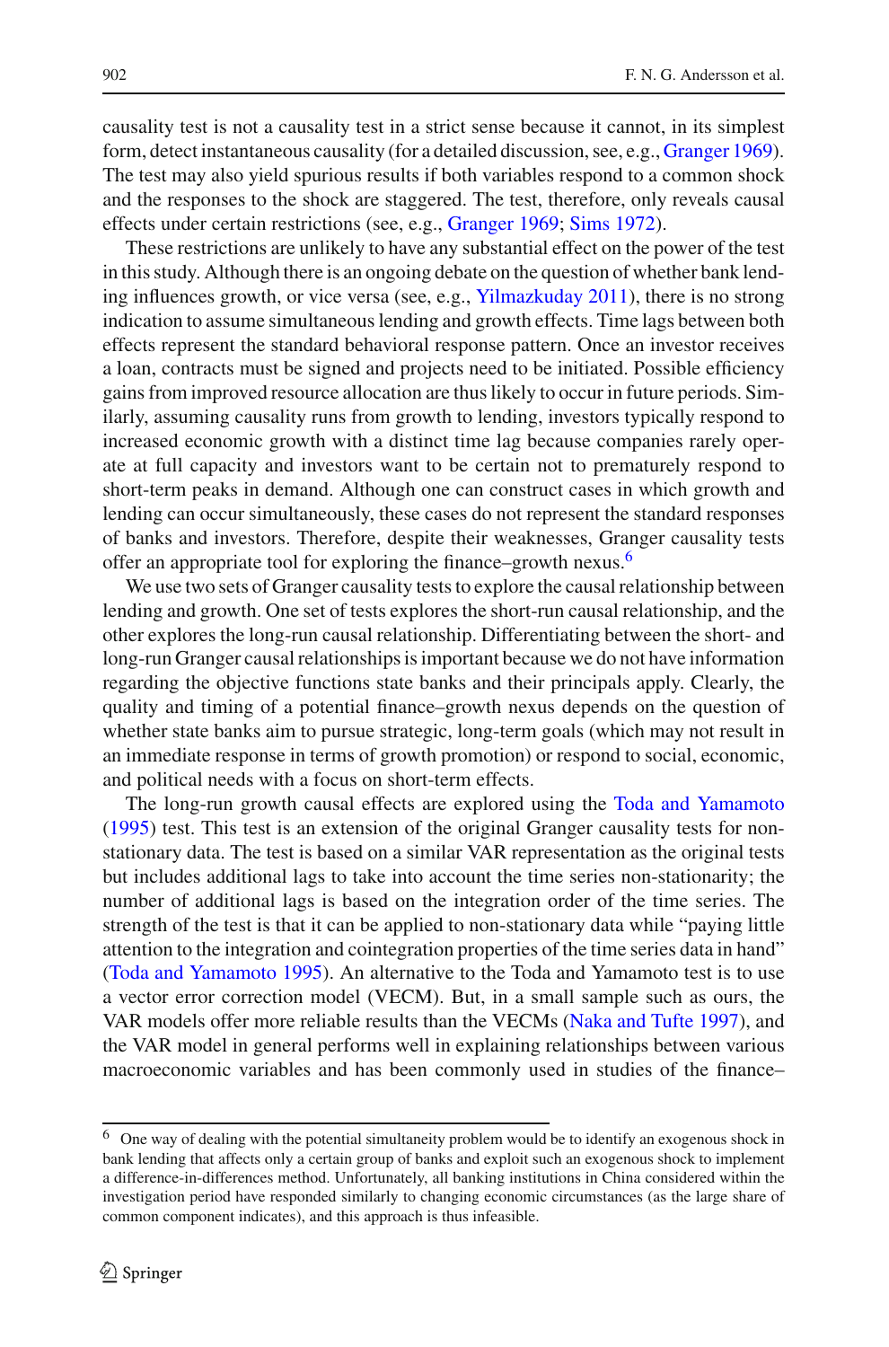causality test is not a causality test in a strict sense because it cannot, in its simplest form, detect instantaneous causality (for a detailed discussion, see, e.g., Granger 1969). The test may also yield spurious results if both variables respond to a common shock and the responses to the shock are staggered. The test, therefore, only reveals causal effects under certain restrictions (see, e.g., Granger 1969; Sims 1972).

These restrictions are unlikely to have any substantial effect on the power of the test in this study. Although there is an ongoing debate on the question of whether bank lending influences growth, or vice versa (see, e.g., Yilmazkuday 2011), there is no strong indication to assume simultaneous lending and growth effects. Time lags between both effects represent the standard behavioral response pattern. Once an investor receives a loan, contracts must be signed and projects need to be initiated. Possible efficiency gains from improved resource allocation are thus likely to occur in future periods. Similarly, assuming causality runs from growth to lending, investors typically respond to increased economic growth with a distinct time lag because companies rarely operate at full capacity and investors want to be certain not to prematurely respond to short-term peaks in demand. Although one can construct cases in which growth and lending can occur simultaneously, these cases do not represent the standard responses of banks and investors. Therefore, despite their weaknesses, Granger causality tests offer an appropriate tool for exploring the finance–growth nexus.[6]

We use two sets of Granger causality tests to explore the causal relationship between lending and growth. One set of tests explores the short-run causal relationship, and the other explores the long-run causal relationship. Differentiating between the short- and long-run Granger causal relationships is important because we do not have information regarding the objective functions state banks and their principals apply. Clearly, the quality and timing of a potential finance–growth nexus depends on the question of whether state banks aim to pursue strategic, long-term goals (which may not result in an immediate response in terms of growth promotion) or respond to social, economic, and political needs with a focus on short-term effects.

The long-run growth causal effects are explored using the Toda and Yamamoto (1995) test. This test is an extension of the original Granger causality tests for non-stationary data. The test is based on a similar VAR representation as the original tests but includes additional lags to take into account the time series non-stationarity; the number of additional lags is based on the integration order of the time series. The strength of the test is that it can be applied to non-stationary data while "paying little attention to the integration and cointegration properties of the time series data in hand" (Toda and Yamamoto 1995). An alternative to the Toda and Yamamoto test is to use a vector error correction model (VECM). But, in a small sample such as ours, the VAR models offer more reliable results than the VECMs (Naka and Tufte 1997), and the VAR model in general performs well in explaining relationships between various macroeconomic variables and has been commonly used in studies of the finance–

[6] One way of dealing with the potential simultaneity problem would be to identify an exogenous shock in bank lending that affects only a certain group of banks and exploit such an exogenous shock to implement a difference-in-differences method. Unfortunately, all banking institutions in China considered within the investigation period have responded similarly to changing economic circumstances (as the large share of common component indicates), and this approach is thus infeasible.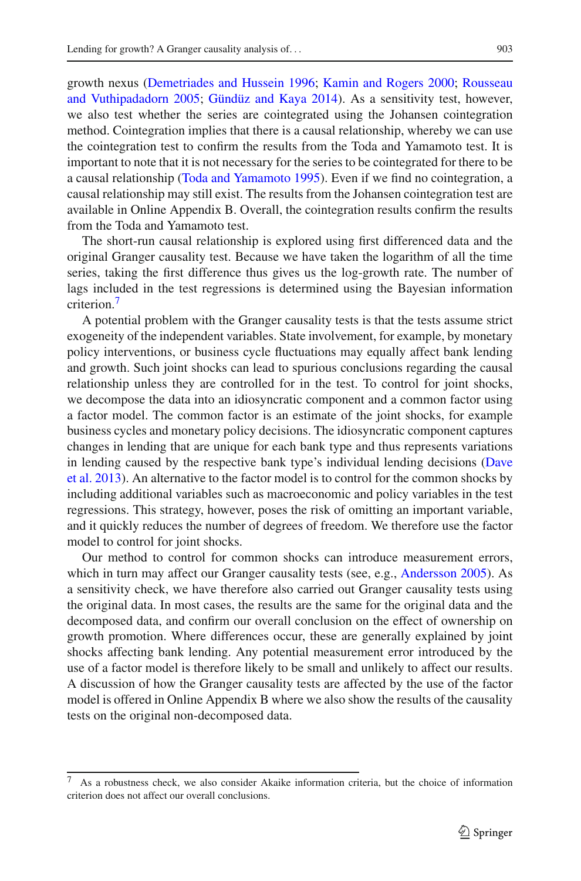growth nexus (Demetriades and Hussein 1996; Kamin and Rogers 2000; Rousseau and Vuthipadadorn 2005; Gündüz and Kaya 2014). As a sensitivity test, however, we also test whether the series are cointegrated using the Johansen cointegration method. Cointegration implies that there is a causal relationship, whereby we can use the cointegration test to confirm the results from the Toda and Yamamoto test. It is important to note that it is not necessary for the series to be cointegrated for there to be a causal relationship (Toda and Yamamoto 1995). Even if we find no cointegration, a causal relationship may still exist. The results from the Johansen cointegration test are available in Online Appendix B. Overall, the cointegration results confirm the results from the Toda and Yamamoto test.

The short-run causal relationship is explored using first differenced data and the original Granger causality test. Because we have taken the logarithm of all the time series, taking the first difference thus gives us the log-growth rate. The number of lags included in the test regressions is determined using the Bayesian information criterion.[7]

A potential problem with the Granger causality tests is that the tests assume strict exogeneity of the independent variables. State involvement, for example, by monetary policy interventions, or business cycle fluctuations may equally affect bank lending and growth. Such joint shocks can lead to spurious conclusions regarding the causal relationship unless they are controlled for in the test. To control for joint shocks, we decompose the data into an idiosyncratic component and a common factor using a factor model. The common factor is an estimate of the joint shocks, for example business cycles and monetary policy decisions. The idiosyncratic component captures changes in lending that are unique for each bank type and thus represents variations in lending caused by the respective bank type's individual lending decisions (Dave et al. 2013). An alternative to the factor model is to control for the common shocks by including additional variables such as macroeconomic and policy variables in the test regressions. This strategy, however, poses the risk of omitting an important variable, and it quickly reduces the number of degrees of freedom. We therefore use the factor model to control for joint shocks.

Our method to control for common shocks can introduce measurement errors, which in turn may affect our Granger causality tests (see, e.g., Andersson 2005). As a sensitivity check, we have therefore also carried out Granger causality tests using the original data. In most cases, the results are the same for the original data and the decomposed data, and confirm our overall conclusion on the effect of ownership on growth promotion. Where differences occur, these are generally explained by joint shocks affecting bank lending. Any potential measurement error introduced by the use of a factor model is therefore likely to be small and unlikely to affect our results. A discussion of how the Granger causality tests are affected by the use of the factor model is offered in Online Appendix B where we also show the results of the causality tests on the original non-decomposed data.

---

[7] As a robustness check, we also consider Akaike information criteria, but the choice of information criterion does not affect our overall conclusions.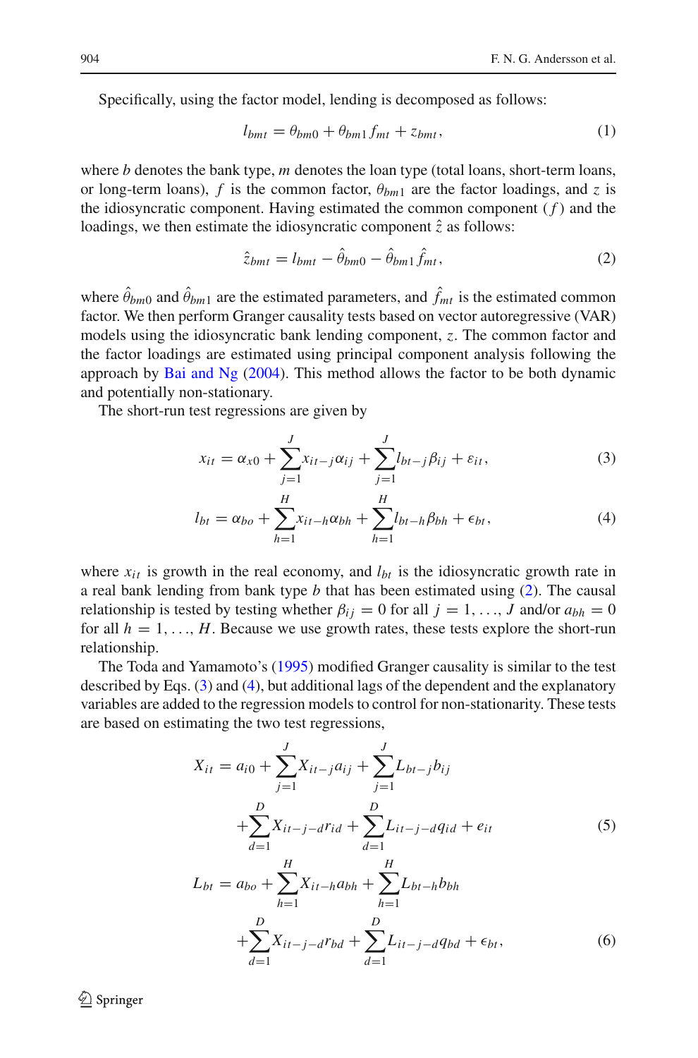Specifically, using the factor model, lending is decomposed as follows:

$$l_{bmt} = \theta_{bm0} + \theta_{bm1} f_{mt} + z_{bmt}, \tag{1}$$

where $b$ denotes the bank type, $m$ denotes the loan type (total loans, short-term loans, or long-term loans), $f$ is the common factor, $\theta_{bm1}$ are the factor loadings, and $z$ is the idiosyncratic component. Having estimated the common component ($f$) and the loadings, we then estimate the idiosyncratic component $\hat{z}$ as follows:

$$\hat{z}_{bmt} = l_{bmt} - \hat{\theta}_{bm0} - \hat{\theta}_{bm1} \hat{f}_{mt}, \tag{2}$$

where $\hat{\theta}_{bm0}$ and $\hat{\theta}_{bm1}$ are the estimated parameters, and $\hat{f}_{mt}$ is the estimated common factor. We then perform Granger causality tests based on vector autoregressive (VAR) models using the idiosyncratic bank lending component, $z$. The common factor and the factor loadings are estimated using principal component analysis following the approach by Bai and Ng (2004). This method allows the factor to be both dynamic and potentially non-stationary.

The short-run test regressions are given by

$$x_{it} = \alpha_{x0} + \sum_{j=1}^{J} x_{it-j}\alpha_{ij} + \sum_{j=1}^{J} l_{bt-j}\beta_{ij} + \varepsilon_{it}, \tag{3}$$

$$l_{bt} = \alpha_{bo} + \sum_{h=1}^{H} x_{it-h}\alpha_{bh} + \sum_{h=1}^{H} l_{bt-h}\beta_{bh} + \epsilon_{bt}, \tag{4}$$

where $x_{it}$ is growth in the real economy, and $l_{bt}$ is the idiosyncratic growth rate in a real bank lending from bank type $b$ that has been estimated using (2). The causal relationship is tested by testing whether $\beta_{ij} = 0$ for all $j = 1, \ldots, J$ and/or $a_{bh} = 0$ for all $h = 1, \ldots, H$. Because we use growth rates, these tests explore the short-run relationship.

The Toda and Yamamoto's (1995) modified Granger causality is similar to the test described by Eqs. (3) and (4), but additional lags of the dependent and the explanatory variables are added to the regression models to control for non-stationarity. These tests are based on estimating the two test regressions,

$$\begin{aligned} X_{it} = a_{i0} &+ \sum_{j=1}^{J} X_{it-j}a_{ij} + \sum_{j=1}^{J} L_{bt-j}b_{ij} \\ &+ \sum_{d=1}^{D} X_{it-j-d}r_{id} + \sum_{d=1}^{D} L_{it-j-d}q_{id} + e_{it} \end{aligned} \tag{5}$$

$$\begin{aligned} L_{bt} = a_{bo} &+ \sum_{h=1}^{H} X_{it-h}a_{bh} + \sum_{h=1}^{H} L_{bt-h}b_{bh} \\ &+ \sum_{d=1}^{D} X_{it-j-d}r_{bd} + \sum_{d=1}^{D} L_{it-j-d}q_{bd} + \epsilon_{bt}, \end{aligned} \tag{6}$$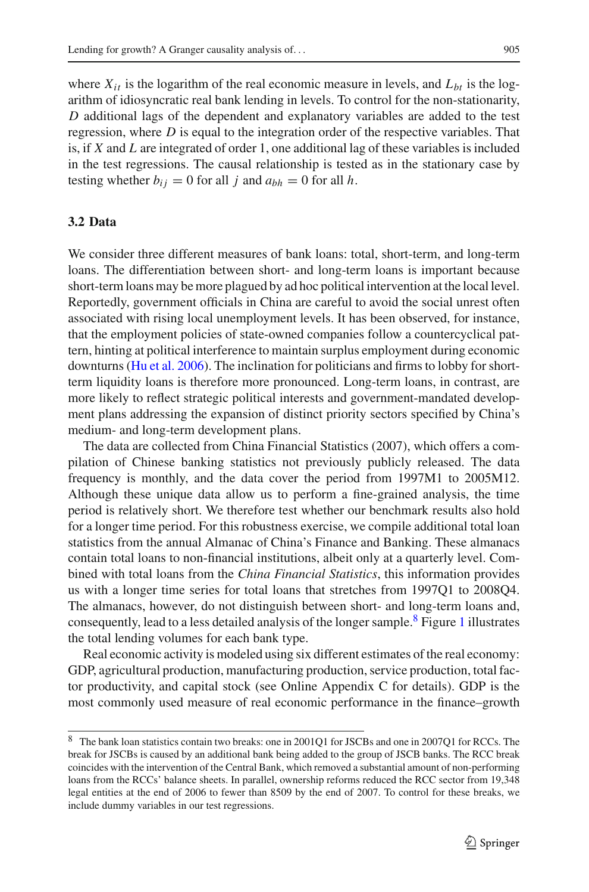where $X_{it}$ is the logarithm of the real economic measure in levels, and $L_{bt}$ is the logarithm of idiosyncratic real bank lending in levels. To control for the non-stationarity, $D$ additional lags of the dependent and explanatory variables are added to the test regression, where $D$ is equal to the integration order of the respective variables. That is, if $X$ and $L$ are integrated of order 1, one additional lag of these variables is included in the test regressions. The causal relationship is tested as in the stationary case by testing whether $b_{ij} = 0$ for all $j$ and $a_{bh} = 0$ for all $h$.

### 3.2 Data

We consider three different measures of bank loans: total, short-term, and long-term loans. The differentiation between short- and long-term loans is important because short-term loans may be more plagued by ad hoc political intervention at the local level. Reportedly, government officials in China are careful to avoid the social unrest often associated with rising local unemployment levels. It has been observed, for instance, that the employment policies of state-owned companies follow a countercyclical pattern, hinting at political interference to maintain surplus employment during economic downturns (Hu et al. 2006). The inclination for politicians and firms to lobby for short-term liquidity loans is therefore more pronounced. Long-term loans, in contrast, are more likely to reflect strategic political interests and government-mandated development plans addressing the expansion of distinct priority sectors specified by China's medium- and long-term development plans.

The data are collected from China Financial Statistics (2007), which offers a compilation of Chinese banking statistics not previously publicly released. The data frequency is monthly, and the data cover the period from 1997M1 to 2005M12. Although these unique data allow us to perform a fine-grained analysis, the time period is relatively short. We therefore test whether our benchmark results also hold for a longer time period. For this robustness exercise, we compile additional total loan statistics from the annual Almanac of China's Finance and Banking. These almanacs contain total loans to non-financial institutions, albeit only at a quarterly level. Combined with total loans from the *China Financial Statistics*, this information provides us with a longer time series for total loans that stretches from 1997Q1 to 2008Q4. The almanacs, however, do not distinguish between short- and long-term loans and, consequently, lead to a less detailed analysis of the longer sample.[8] Figure 1 illustrates the total lending volumes for each bank type.

Real economic activity is modeled using six different estimates of the real economy: GDP, agricultural production, manufacturing production, service production, total factor productivity, and capital stock (see Online Appendix C for details). GDP is the most commonly used measure of real economic performance in the finance–growth

[8] The bank loan statistics contain two breaks: one in 2001Q1 for JSCBs and one in 2007Q1 for RCCs. The break for JSCBs is caused by an additional bank being added to the group of JSCB banks. The RCC break coincides with the intervention of the Central Bank, which removed a substantial amount of non-performing loans from the RCCs' balance sheets. In parallel, ownership reforms reduced the RCC sector from 19,348 legal entities at the end of 2006 to fewer than 8509 by the end of 2007. To control for these breaks, we include dummy variables in our test regressions.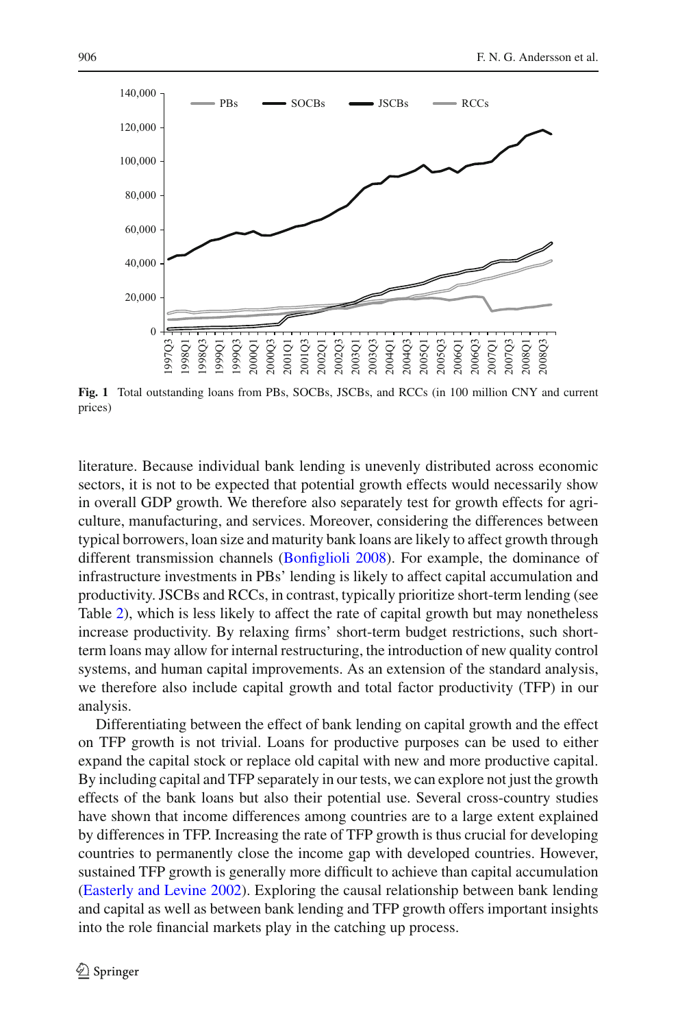**Fig. 1** Total outstanding loans from PBs, SOCBs, JSCBs, and RCCs (in 100 million CNY and current prices)

literature. Because individual bank lending is unevenly distributed across economic sectors, it is not to be expected that potential growth effects would necessarily show in overall GDP growth. We therefore also separately test for growth effects for agriculture, manufacturing, and services. Moreover, considering the differences between typical borrowers, loan size and maturity bank loans are likely to affect growth through different transmission channels (Bonfiglioli 2008). For example, the dominance of infrastructure investments in PBs' lending is likely to affect capital accumulation and productivity. JSCBs and RCCs, in contrast, typically prioritize short-term lending (see Table 2), which is less likely to affect the rate of capital growth but may nonetheless increase productivity. By relaxing firms' short-term budget restrictions, such short-term loans may allow for internal restructuring, the introduction of new quality control systems, and human capital improvements. As an extension of the standard analysis, we therefore also include capital growth and total factor productivity (TFP) in our analysis.

Differentiating between the effect of bank lending on capital growth and the effect on TFP growth is not trivial. Loans for productive purposes can be used to either expand the capital stock or replace old capital with new and more productive capital. By including capital and TFP separately in our tests, we can explore not just the growth effects of the bank loans but also their potential use. Several cross-country studies have shown that income differences among countries are to a large extent explained by differences in TFP. Increasing the rate of TFP growth is thus crucial for developing countries to permanently close the income gap with developed countries. However, sustained TFP growth is generally more difficult to achieve than capital accumulation (Easterly and Levine 2002). Exploring the causal relationship between bank lending and capital as well as between bank lending and TFP growth offers important insights into the role financial markets play in the catching up process.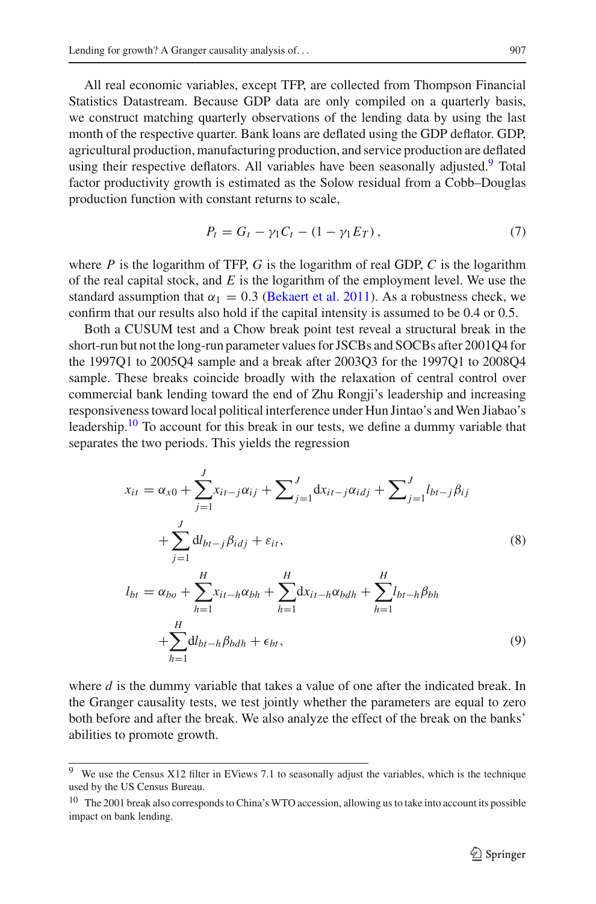All real economic variables, except TFP, are collected from Thompson Financial Statistics Datastream. Because GDP data are only compiled on a quarterly basis, we construct matching quarterly observations of the lending data by using the last month of the respective quarter. Bank loans are deflated using the GDP deflator. GDP, agricultural production, manufacturing production, and service production are deflated using their respective deflators. All variables have been seasonally adjusted.[9] Total factor productivity growth is estimated as the Solow residual from a Cobb–Douglas production function with constant returns to scale,

$$P_t = G_t - \gamma_1 C_t - (1 - \gamma_1 E_T), \tag{7}$$

where $P$ is the logarithm of TFP, $G$ is the logarithm of real GDP, $C$ is the logarithm of the real capital stock, and $E$ is the logarithm of the employment level. We use the standard assumption that $\alpha_1 = 0.3$ (Bekaert et al. 2011). As a robustness check, we confirm that our results also hold if the capital intensity is assumed to be 0.4 or 0.5.

Both a CUSUM test and a Chow break point test reveal a structural break in the short-run but not the long-run parameter values for JSCBs and SOCBs after 2001Q4 for the 1997Q1 to 2005Q4 sample and a break after 2003Q3 for the 1997Q1 to 2008Q4 sample. These breaks coincide broadly with the relaxation of central control over commercial bank lending toward the end of Zhu Rongji's leadership and increasing responsiveness toward local political interference under Hun Jintao's and Wen Jiabao's leadership.[10] To account for this break in our tests, we define a dummy variable that separates the two periods. This yields the regression

$$\begin{aligned} x_{it} &= \alpha_{x0} + \sum_{j=1}^{J} x_{it-j}\alpha_{ij} + \sum\nolimits_{j=1}^{J} \mathrm{d}x_{it-j}\alpha_{idj} + \sum\nolimits_{j=1}^{J} l_{bt-j}\beta_{ij} \\ &\quad + \sum_{j=1}^{J} \mathrm{d}l_{bt-j}\beta_{idj} + \varepsilon_{it}, \end{aligned} \tag{8}$$

$$\begin{aligned} l_{bt} &= \alpha_{bo} + \sum_{h=1}^{H} x_{it-h}\alpha_{bh} + \sum_{h=1}^{H} \mathrm{d}x_{it-h}\alpha_{bdh} + \sum_{h=1}^{H} l_{bt-h}\beta_{bh} \\ &\quad + \sum_{h=1}^{H} \mathrm{d}l_{bt-h}\beta_{bdh} + \epsilon_{bt}, \end{aligned} \tag{9}$$

where $d$ is the dummy variable that takes a value of one after the indicated break. In the Granger causality tests, we test jointly whether the parameters are equal to zero both before and after the break. We also analyze the effect of the break on the banks' abilities to promote growth.

---

[9] We use the Census X12 filter in EViews 7.1 to seasonally adjust the variables, which is the technique used by the US Census Bureau.

[10] The 2001 break also corresponds to China's WTO accession, allowing us to take into account its possible impact on bank lending.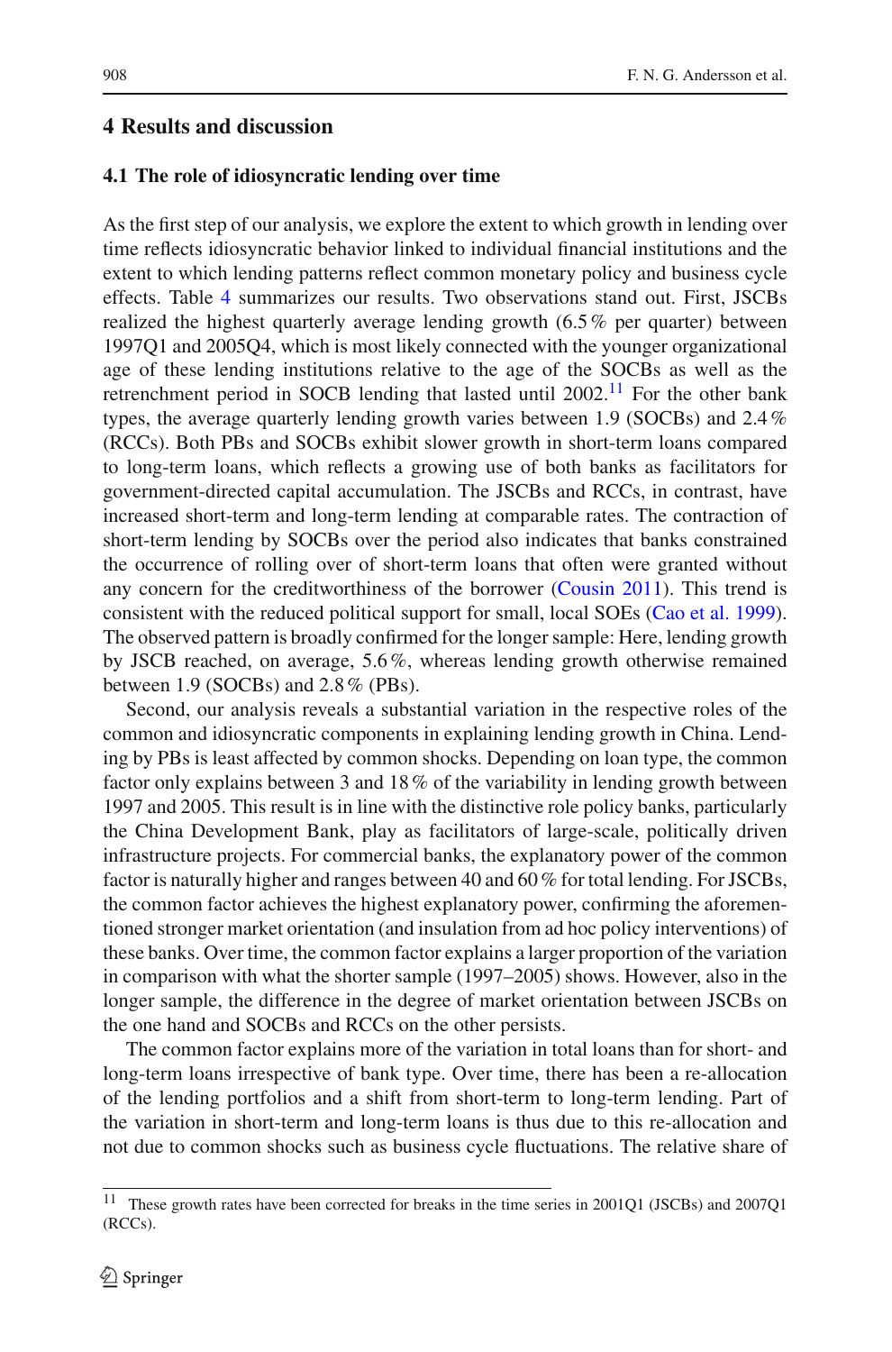## 4 Results and discussion

### 4.1 The role of idiosyncratic lending over time

As the first step of our analysis, we explore the extent to which growth in lending over time reflects idiosyncratic behavior linked to individual financial institutions and the extent to which lending patterns reflect common monetary policy and business cycle effects. Table 4 summarizes our results. Two observations stand out. First, JSCBs realized the highest quarterly average lending growth (6.5 % per quarter) between 1997Q1 and 2005Q4, which is most likely connected with the younger organizational age of these lending institutions relative to the age of the SOCBs as well as the retrenchment period in SOCB lending that lasted until 2002.[11] For the other bank types, the average quarterly lending growth varies between 1.9 (SOCBs) and 2.4 % (RCCs). Both PBs and SOCBs exhibit slower growth in short-term loans compared to long-term loans, which reflects a growing use of both banks as facilitators for government-directed capital accumulation. The JSCBs and RCCs, in contrast, have increased short-term and long-term lending at comparable rates. The contraction of short-term lending by SOCBs over the period also indicates that banks constrained the occurrence of rolling over of short-term loans that often were granted without any concern for the creditworthiness of the borrower (Cousin 2011). This trend is consistent with the reduced political support for small, local SOEs (Cao et al. 1999). The observed pattern is broadly confirmed for the longer sample: Here, lending growth by JSCB reached, on average, 5.6 %, whereas lending growth otherwise remained between 1.9 (SOCBs) and 2.8 % (PBs).

Second, our analysis reveals a substantial variation in the respective roles of the common and idiosyncratic components in explaining lending growth in China. Lending by PBs is least affected by common shocks. Depending on loan type, the common factor only explains between 3 and 18 % of the variability in lending growth between 1997 and 2005. This result is in line with the distinctive role policy banks, particularly the China Development Bank, play as facilitators of large-scale, politically driven infrastructure projects. For commercial banks, the explanatory power of the common factor is naturally higher and ranges between 40 and 60 % for total lending. For JSCBs, the common factor achieves the highest explanatory power, confirming the aforementioned stronger market orientation (and insulation from ad hoc policy interventions) of these banks. Over time, the common factor explains a larger proportion of the variation in comparison with what the shorter sample (1997–2005) shows. However, also in the longer sample, the difference in the degree of market orientation between JSCBs on the one hand and SOCBs and RCCs on the other persists.

The common factor explains more of the variation in total loans than for short- and long-term loans irrespective of bank type. Over time, there has been a re-allocation of the lending portfolios and a shift from short-term to long-term lending. Part of the variation in short-term and long-term loans is thus due to this re-allocation and not due to common shocks such as business cycle fluctuations. The relative share of

[11] These growth rates have been corrected for breaks in the time series in 2001Q1 (JSCBs) and 2007Q1 (RCCs).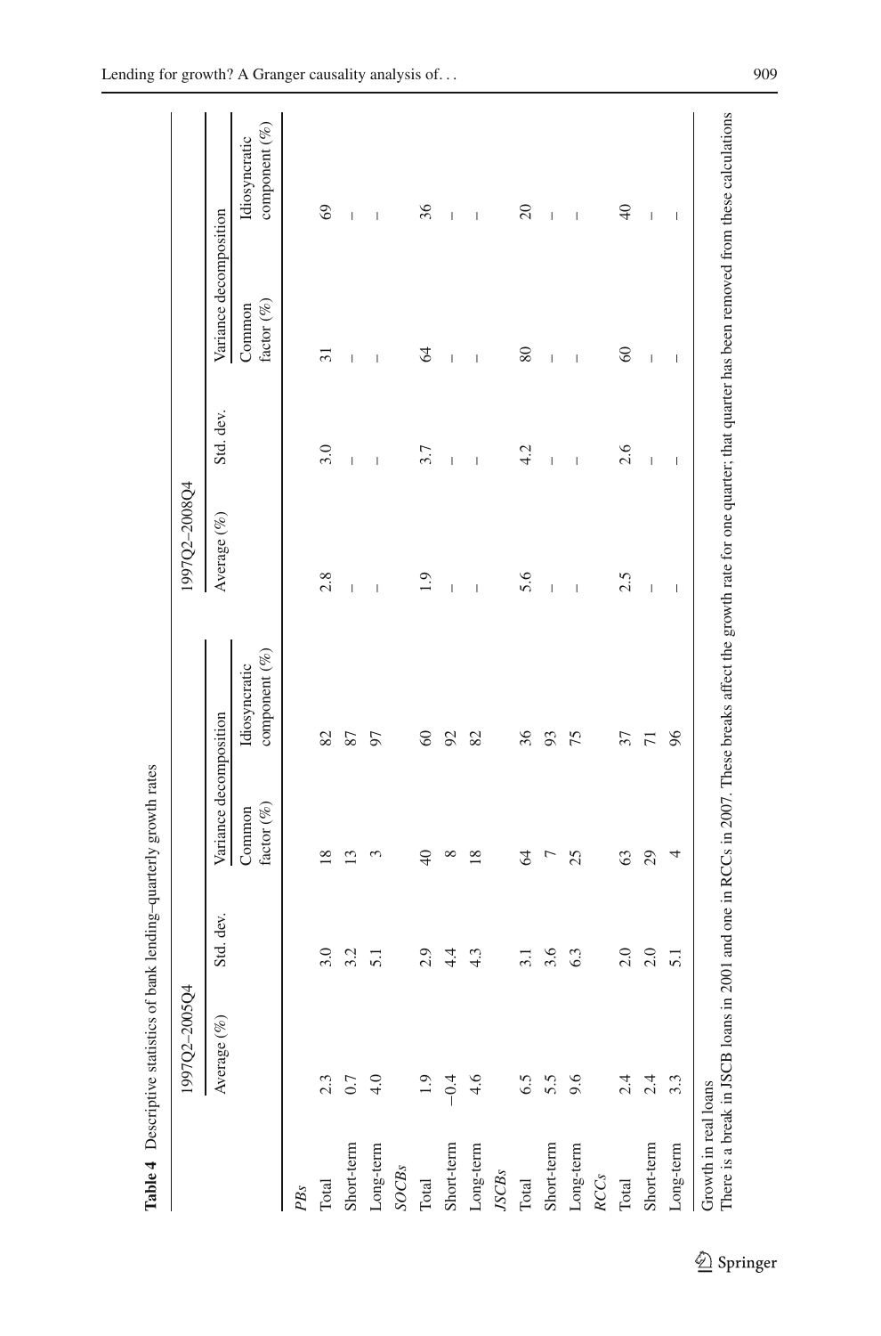**Table 4** Descriptive statistics of bank lending–quarterly growth rates

| | 1997Q2–2005Q4 | | | | 1997Q2–2008Q4 | | | |
|---|---|---|---|---|---|---|---|---|
| | Average (%) | Std. dev. | Variance decomposition | | Average (%) | Std. dev. | Variance decomposition | |
| | | | Common factor (%) | Idiosyncratic component (%) | | | Common factor (%) | Idiosyncratic component (%) |
| *PBs* | | | | | | | | |
| Total | 2.3 | 3.0 | 18 | 82 | 2.8 | 3.0 | 31 | 69 |
| Short-term | 0.7 | 3.2 | 13 | 87 | – | – | – | – |
| Long-term | 4.0 | 5.1 | 3 | 97 | – | – | – | – |
| *SOCBs* | | | | | | | | |
| Total | 1.9 | 2.9 | 40 | 60 | 1.9 | 3.7 | 64 | 36 |
| Short-term | −0.4 | 4.4 | 8 | 92 | – | – | – | – |
| Long-term | 4.6 | 4.3 | 18 | 82 | – | – | – | – |
| *JSCBs* | | | | | | | | |
| Total | 6.5 | 3.1 | 64 | 36 | 5.6 | 4.2 | 80 | 20 |
| Short-term | 5.5 | 3.6 | 7 | 93 | – | – | – | – |
| Long-term | 9.6 | 6.3 | 25 | 75 | – | – | – | – |
| *RCCs* | | | | | | | | |
| Total | 2.4 | 2.0 | 63 | 37 | 2.5 | 2.6 | 60 | 40 |
| Short-term | 2.4 | 2.0 | 29 | 71 | – | – | – | – |
| Long-term | 3.3 | 5.1 | 4 | 96 | – | – | – | – |

Growth in real loans
There is a break in JSCB loans in 2001 and one in RCCs in 2007. These breaks affect the growth rate for one quarter; that quarter has been removed from these calculations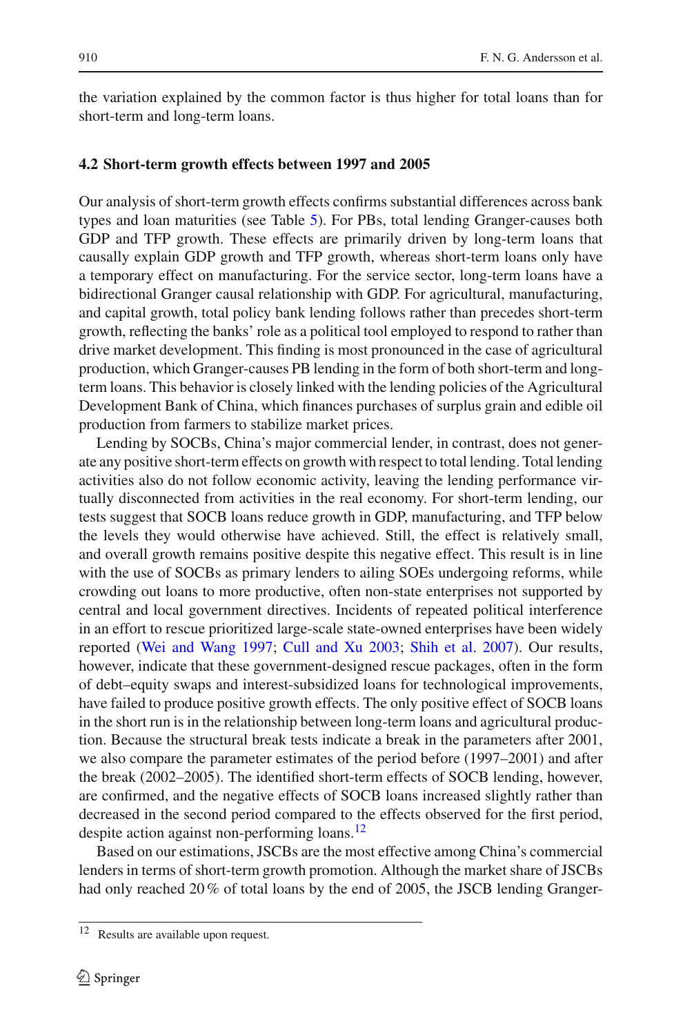the variation explained by the common factor is thus higher for total loans than for short-term and long-term loans.

### 4.2 Short-term growth effects between 1997 and 2005

Our analysis of short-term growth effects confirms substantial differences across bank types and loan maturities (see Table 5). For PBs, total lending Granger-causes both GDP and TFP growth. These effects are primarily driven by long-term loans that causally explain GDP growth and TFP growth, whereas short-term loans only have a temporary effect on manufacturing. For the service sector, long-term loans have a bidirectional Granger causal relationship with GDP. For agricultural, manufacturing, and capital growth, total policy bank lending follows rather than precedes short-term growth, reflecting the banks' role as a political tool employed to respond to rather than drive market development. This finding is most pronounced in the case of agricultural production, which Granger-causes PB lending in the form of both short-term and long-term loans. This behavior is closely linked with the lending policies of the Agricultural Development Bank of China, which finances purchases of surplus grain and edible oil production from farmers to stabilize market prices.

Lending by SOCBs, China's major commercial lender, in contrast, does not generate any positive short-term effects on growth with respect to total lending. Total lending activities also do not follow economic activity, leaving the lending performance virtually disconnected from activities in the real economy. For short-term lending, our tests suggest that SOCB loans reduce growth in GDP, manufacturing, and TFP below the levels they would otherwise have achieved. Still, the effect is relatively small, and overall growth remains positive despite this negative effect. This result is in line with the use of SOCBs as primary lenders to ailing SOEs undergoing reforms, while crowding out loans to more productive, often non-state enterprises not supported by central and local government directives. Incidents of repeated political interference in an effort to rescue prioritized large-scale state-owned enterprises have been widely reported (Wei and Wang 1997; Cull and Xu 2003; Shih et al. 2007). Our results, however, indicate that these government-designed rescue packages, often in the form of debt–equity swaps and interest-subsidized loans for technological improvements, have failed to produce positive growth effects. The only positive effect of SOCB loans in the short run is in the relationship between long-term loans and agricultural production. Because the structural break tests indicate a break in the parameters after 2001, we also compare the parameter estimates of the period before (1997–2001) and after the break (2002–2005). The identified short-term effects of SOCB lending, however, are confirmed, and the negative effects of SOCB loans increased slightly rather than decreased in the second period compared to the effects observed for the first period, despite action against non-performing loans.[12]

Based on our estimations, JSCBs are the most effective among China's commercial lenders in terms of short-term growth promotion. Although the market share of JSCBs had only reached 20 % of total loans by the end of 2005, the JSCB lending Granger-

[12] Results are available upon request.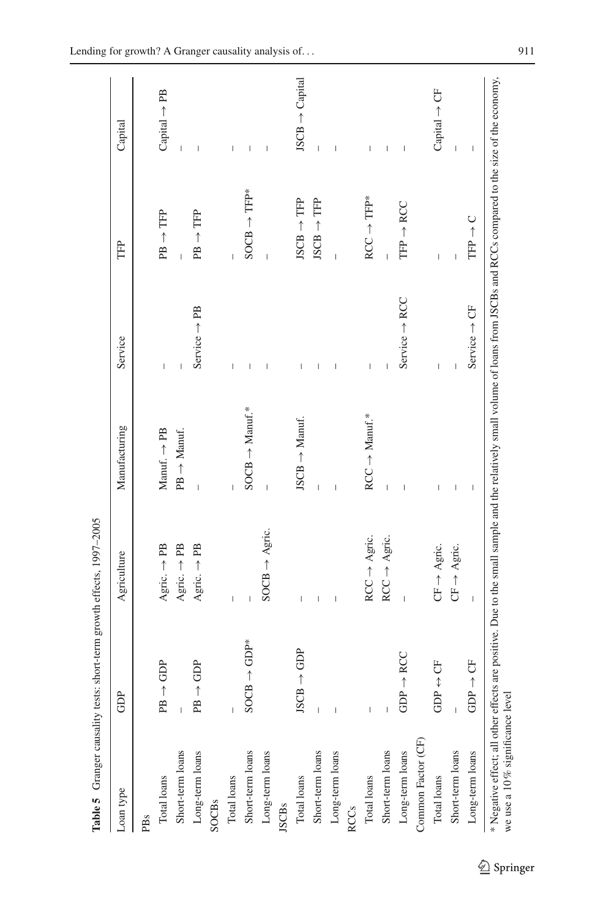**Table 5** Granger causality tests: short-term growth effects, 1997–2005

| Loan type | GDP | Agriculture | Manufacturing | Service | TFP | Capital |
|---|---|---|---|---|---|---|
| PBs | | | | | | |
| Total loans | PB → GDP | Agric. → PB | Manuf. → PB | – | PB → TFP | Capital → PB |
| Short-term loans | – | Agric. → PB | PB → Manuf. | – | – | – |
| Long-term loans | PB → GDP | Agric. → PB | – | Service → PB | PB → TFP | – |
| SOCBs | | | | | | |
| Total loans | – | – | – | – | – | – |
| Short-term loans | SOCB → GDP* | – | SOCB → Manuf.* | – | SOCB → TFP* | – |
| Long-term loans | | SOCB → Agric. | – | – | – | – |
| JSCBs | | | | | | |
| Total loans | JSCB → GDP | – | JSCB → Manuf. | – | JSCB → TFP | JSCB → Capital |
| Short-term loans | – | – | – | – | JSCB → TFP | – |
| Long-term loans | – | – | – | – | – | – |
| RCCs | | | | | | |
| Total loans | – | RCC → Agric. | RCC → Manuf.* | – | RCC → TFP* | – |
| Short-term loans | – | RCC → Agric. | – | – | – | – |
| Long-term loans | GDP → RCC | – | – | Service → RCC | TFP → RCC | – |
| Common Factor (CF) | | | | | | |
| Total loans | GDP ↔ CF | CF → Agric. | – | – | – | Capital → CF |
| Short-term loans | – | CF → Agric. | – | – | – | – |
| Long-term loans | GDP → CF | – | – | Service → CF | TFP → C | – |

* Negative effect; all other effects are positive. Due to the small sample and the relatively small volume of loans from JSCBs and RCCs compared to the size of the economy, we use a 10 % significance level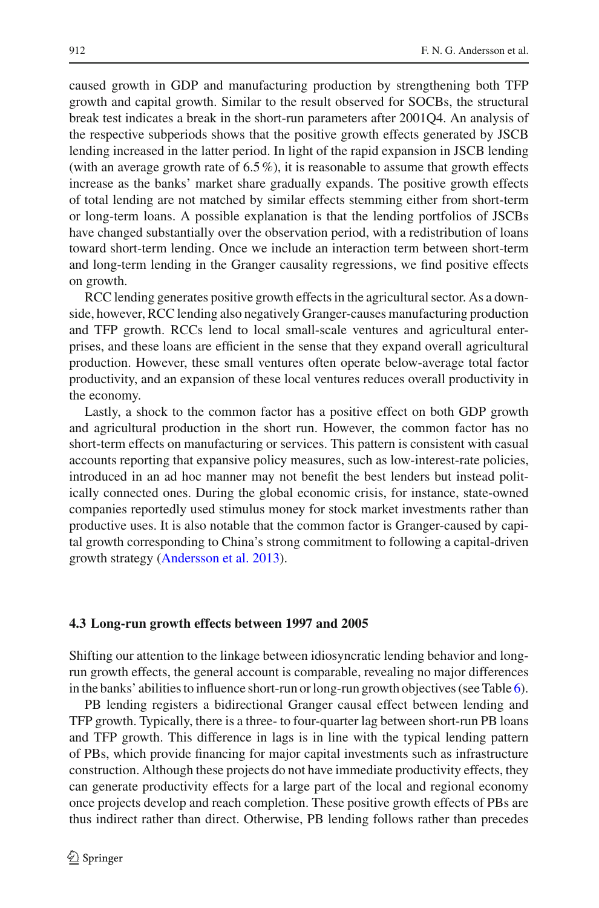caused growth in GDP and manufacturing production by strengthening both TFP growth and capital growth. Similar to the result observed for SOCBs, the structural break test indicates a break in the short-run parameters after 2001Q4. An analysis of the respective subperiods shows that the positive growth effects generated by JSCB lending increased in the latter period. In light of the rapid expansion in JSCB lending (with an average growth rate of 6.5 %), it is reasonable to assume that growth effects increase as the banks' market share gradually expands. The positive growth effects of total lending are not matched by similar effects stemming either from short-term or long-term loans. A possible explanation is that the lending portfolios of JSCBs have changed substantially over the observation period, with a redistribution of loans toward short-term lending. Once we include an interaction term between short-term and long-term lending in the Granger causality regressions, we find positive effects on growth.

RCC lending generates positive growth effects in the agricultural sector. As a downside, however, RCC lending also negatively Granger-causes manufacturing production and TFP growth. RCCs lend to local small-scale ventures and agricultural enterprises, and these loans are efficient in the sense that they expand overall agricultural production. However, these small ventures often operate below-average total factor productivity, and an expansion of these local ventures reduces overall productivity in the economy.

Lastly, a shock to the common factor has a positive effect on both GDP growth and agricultural production in the short run. However, the common factor has no short-term effects on manufacturing or services. This pattern is consistent with casual accounts reporting that expansive policy measures, such as low-interest-rate policies, introduced in an ad hoc manner may not benefit the best lenders but instead politically connected ones. During the global economic crisis, for instance, state-owned companies reportedly used stimulus money for stock market investments rather than productive uses. It is also notable that the common factor is Granger-caused by capital growth corresponding to China's strong commitment to following a capital-driven growth strategy (Andersson et al. 2013).

### 4.3 Long-run growth effects between 1997 and 2005

Shifting our attention to the linkage between idiosyncratic lending behavior and long-run growth effects, the general account is comparable, revealing no major differences in the banks' abilities to influence short-run or long-run growth objectives (see Table 6).

PB lending registers a bidirectional Granger causal effect between lending and TFP growth. Typically, there is a three- to four-quarter lag between short-run PB loans and TFP growth. This difference in lags is in line with the typical lending pattern of PBs, which provide financing for major capital investments such as infrastructure construction. Although these projects do not have immediate productivity effects, they can generate productivity effects for a large part of the local and regional economy once projects develop and reach completion. These positive growth effects of PBs are thus indirect rather than direct. Otherwise, PB lending follows rather than precedes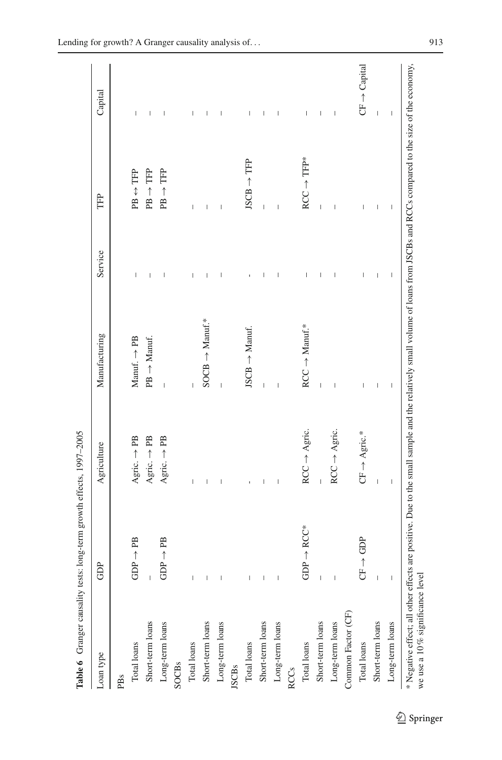**Table 6** Granger causality tests: long-term growth effects, 1997–2005

| Loan type | GDP | Agriculture | Manufacturing | Service | TFP | Capital |
|---|---|---|---|---|---|---|
| PBs | | | | | | |
| Total loans | GDP → PB | Agric. → PB | Manuf. → PB | – | PB ↔ TFP | – |
| Short-term loans | – | Agric. → PB | PB → Manuf. | – | PB → TFP | – |
| Long-term loans | GDP → PB | Agric. → PB | – | – | PB → TFP | – |
| SOCBs | | | | | | |
| Total loans | – | – | – | – | – | – |
| Short-term loans | – | – | SOCB → Manuf.* | – | – | – |
| Long-term loans | – | – | – | – | – | – |
| JSCBs | | | | | | |
| Total loans | – | - | JSCB → Manuf. | - | JSCB → TFP | – |
| Short-term loans | – | – | – | – | – | – |
| Long-term loans | – | – | – | – | – | – |
| RCCs | | | | | | |
| Total loans | GDP → RCC* | RCC → Agric. | RCC → Manuf.* | – | RCC → TFP* | – |
| Short-term loans | – | – | – | – | – | – |
| Long-term loans | – | RCC → Agric. | – | – | – | – |
| Common Factor (CF) | | | | | | |
| Total loans | CF → GDP | CF → Agric.* | – | – | – | CF → Capital |
| Short-term loans | – | – | – | – | – | – |
| Long-term loans | – | – | – | – | – | – |

* Negative effect; all other effects are positive. Due to the small sample and the relatively small volume of loans from JSCBs and RCCs compared to the size of the economy, we use a 10 % significance level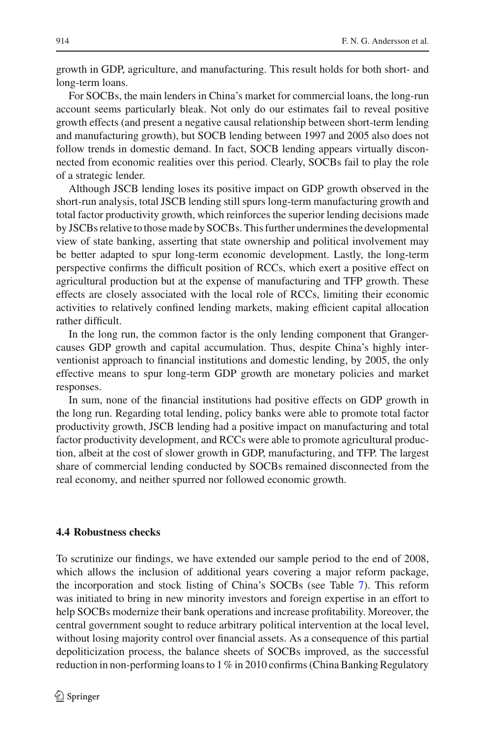growth in GDP, agriculture, and manufacturing. This result holds for both short- and long-term loans.

For SOCBs, the main lenders in China's market for commercial loans, the long-run account seems particularly bleak. Not only do our estimates fail to reveal positive growth effects (and present a negative causal relationship between short-term lending and manufacturing growth), but SOCB lending between 1997 and 2005 also does not follow trends in domestic demand. In fact, SOCB lending appears virtually disconnected from economic realities over this period. Clearly, SOCBs fail to play the role of a strategic lender.

Although JSCB lending loses its positive impact on GDP growth observed in the short-run analysis, total JSCB lending still spurs long-term manufacturing growth and total factor productivity growth, which reinforces the superior lending decisions made by JSCBs relative to those made by SOCBs. This further undermines the developmental view of state banking, asserting that state ownership and political involvement may be better adapted to spur long-term economic development. Lastly, the long-term perspective confirms the difficult position of RCCs, which exert a positive effect on agricultural production but at the expense of manufacturing and TFP growth. These effects are closely associated with the local role of RCCs, limiting their economic activities to relatively confined lending markets, making efficient capital allocation rather difficult.

In the long run, the common factor is the only lending component that Granger-causes GDP growth and capital accumulation. Thus, despite China's highly interventionist approach to financial institutions and domestic lending, by 2005, the only effective means to spur long-term GDP growth are monetary policies and market responses.

In sum, none of the financial institutions had positive effects on GDP growth in the long run. Regarding total lending, policy banks were able to promote total factor productivity growth, JSCB lending had a positive impact on manufacturing and total factor productivity development, and RCCs were able to promote agricultural production, albeit at the cost of slower growth in GDP, manufacturing, and TFP. The largest share of commercial lending conducted by SOCBs remained disconnected from the real economy, and neither spurred nor followed economic growth.

### 4.4 Robustness checks

To scrutinize our findings, we have extended our sample period to the end of 2008, which allows the inclusion of additional years covering a major reform package, the incorporation and stock listing of China's SOCBs (see Table 7). This reform was initiated to bring in new minority investors and foreign expertise in an effort to help SOCBs modernize their bank operations and increase profitability. Moreover, the central government sought to reduce arbitrary political intervention at the local level, without losing majority control over financial assets. As a consequence of this partial depoliticization process, the balance sheets of SOCBs improved, as the successful reduction in non-performing loans to 1 % in 2010 confirms (China Banking Regulatory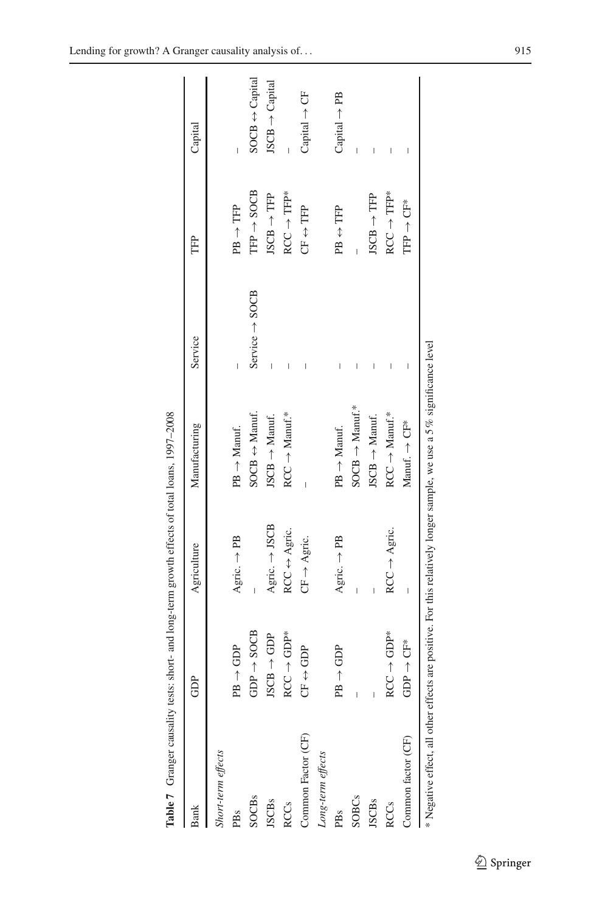**Table 7** Granger causality tests: short- and long-term growth effects of total loans, 1997–2008

| Bank | GDP | Agriculture | Manufacturing | Service | TFP | Capital |
|---|---|---|---|---|---|---|
| *Short-term effects* | | | | | | |
| PBs | PB → GDP | Agric. → PB | PB → Manuf. | – | PB → TFP | – |
| SOCBs | GDP → SOCB | – | SOCB ↔ Manuf. | Service → SOCB | TFP → SOCB | SOCB ↔ Capital |
| JSCBs | JSCB → GDP | Agric. → JSCB | JSCB → Manuf. | – | JSCB → TFP | JSCB → Capital |
| RCCs | RCC → GDP* | RCC ↔ Agric. | RCC → Manuf.* | – | RCC → TFP* | – |
| Common Factor (CF) | CF ↔ GDP | CF → Agric. | – | – | CF ↔ TFP | Capital → CF |
| *Long-term effects* | | | | | | |
| PBs | PB → GDP | Agric. → PB | PB → Manuf. | – | PB ↔ TFP | Capital → PB |
| SOBCs | – | – | SOCB → Manuf.* | – | – | – |
| JSCBs | – | – | JSCB → Manuf. | – | JSCB → TFP | – |
| RCCs | RCC → GDP* | RCC → Agric. | RCC → Manuf.* | – | RCC → TFP* | – |
| Common factor (CF) | GDP → CF* | – | Manuf. → CF* | – | TFP → CF* | – |

* Negative effect, all other effects are positive. For this relatively longer sample, we use a 5 % significance level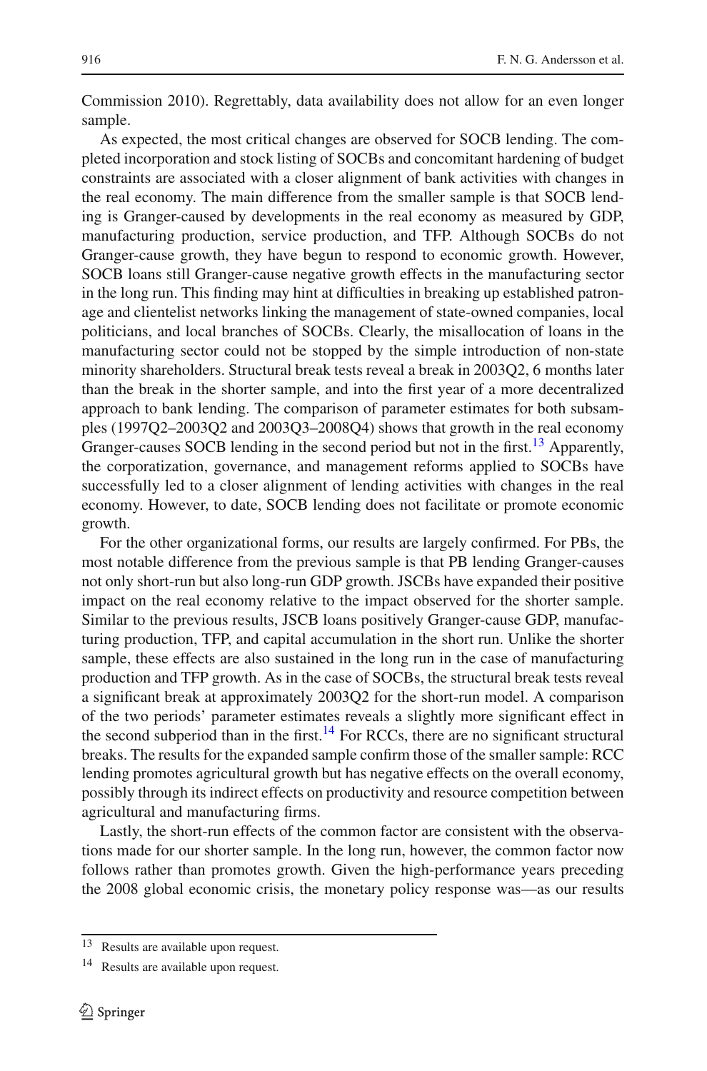Commission 2010). Regrettably, data availability does not allow for an even longer sample.

As expected, the most critical changes are observed for SOCB lending. The completed incorporation and stock listing of SOCBs and concomitant hardening of budget constraints are associated with a closer alignment of bank activities with changes in the real economy. The main difference from the smaller sample is that SOCB lending is Granger-caused by developments in the real economy as measured by GDP, manufacturing production, service production, and TFP. Although SOCBs do not Granger-cause growth, they have begun to respond to economic growth. However, SOCB loans still Granger-cause negative growth effects in the manufacturing sector in the long run. This finding may hint at difficulties in breaking up established patronage and clientelist networks linking the management of state-owned companies, local politicians, and local branches of SOCBs. Clearly, the misallocation of loans in the manufacturing sector could not be stopped by the simple introduction of non-state minority shareholders. Structural break tests reveal a break in 2003Q2, 6 months later than the break in the shorter sample, and into the first year of a more decentralized approach to bank lending. The comparison of parameter estimates for both subsamples (1997Q2–2003Q2 and 2003Q3–2008Q4) shows that growth in the real economy Granger-causes SOCB lending in the second period but not in the first.[13] Apparently, the corporatization, governance, and management reforms applied to SOCBs have successfully led to a closer alignment of lending activities with changes in the real economy. However, to date, SOCB lending does not facilitate or promote economic growth.

For the other organizational forms, our results are largely confirmed. For PBs, the most notable difference from the previous sample is that PB lending Granger-causes not only short-run but also long-run GDP growth. JSCBs have expanded their positive impact on the real economy relative to the impact observed for the shorter sample. Similar to the previous results, JSCB loans positively Granger-cause GDP, manufacturing production, TFP, and capital accumulation in the short run. Unlike the shorter sample, these effects are also sustained in the long run in the case of manufacturing production and TFP growth. As in the case of SOCBs, the structural break tests reveal a significant break at approximately 2003Q2 for the short-run model. A comparison of the two periods' parameter estimates reveals a slightly more significant effect in the second subperiod than in the first.[14] For RCCs, there are no significant structural breaks. The results for the expanded sample confirm those of the smaller sample: RCC lending promotes agricultural growth but has negative effects on the overall economy, possibly through its indirect effects on productivity and resource competition between agricultural and manufacturing firms.

Lastly, the short-run effects of the common factor are consistent with the observations made for our shorter sample. In the long run, however, the common factor now follows rather than promotes growth. Given the high-performance years preceding the 2008 global economic crisis, the monetary policy response was—as our results

---

[13] Results are available upon request.

[14] Results are available upon request.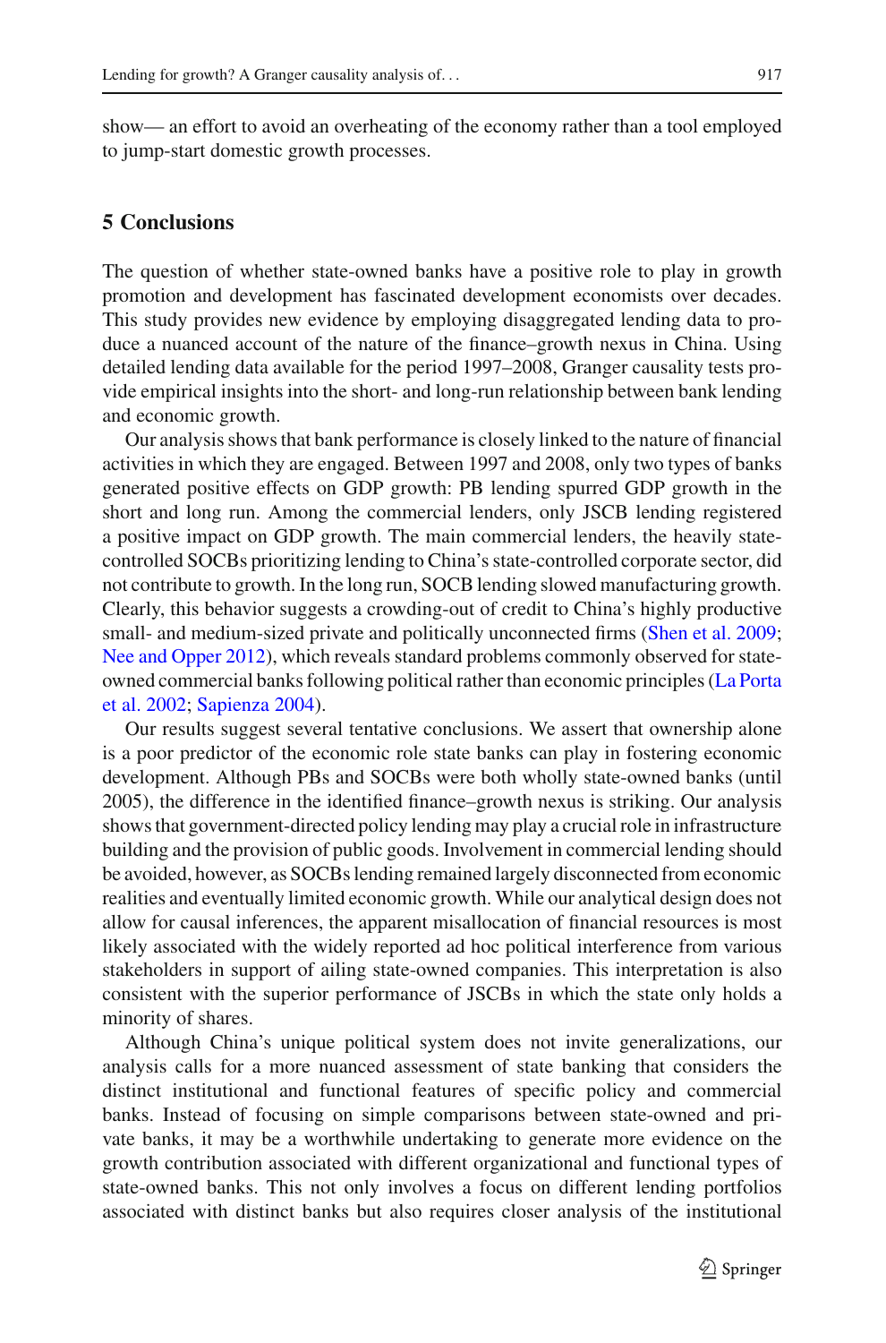show— an effort to avoid an overheating of the economy rather than a tool employed to jump-start domestic growth processes.

## 5 Conclusions

The question of whether state-owned banks have a positive role to play in growth promotion and development has fascinated development economists over decades. This study provides new evidence by employing disaggregated lending data to produce a nuanced account of the nature of the finance–growth nexus in China. Using detailed lending data available for the period 1997–2008, Granger causality tests provide empirical insights into the short- and long-run relationship between bank lending and economic growth.

Our analysis shows that bank performance is closely linked to the nature of financial activities in which they are engaged. Between 1997 and 2008, only two types of banks generated positive effects on GDP growth: PB lending spurred GDP growth in the short and long run. Among the commercial lenders, only JSCB lending registered a positive impact on GDP growth. The main commercial lenders, the heavily state-controlled SOCBs prioritizing lending to China's state-controlled corporate sector, did not contribute to growth. In the long run, SOCB lending slowed manufacturing growth. Clearly, this behavior suggests a crowding-out of credit to China's highly productive small- and medium-sized private and politically unconnected firms (Shen et al. 2009; Nee and Opper 2012), which reveals standard problems commonly observed for state-owned commercial banks following political rather than economic principles (La Porta et al. 2002; Sapienza 2004).

Our results suggest several tentative conclusions. We assert that ownership alone is a poor predictor of the economic role state banks can play in fostering economic development. Although PBs and SOCBs were both wholly state-owned banks (until 2005), the difference in the identified finance–growth nexus is striking. Our analysis shows that government-directed policy lending may play a crucial role in infrastructure building and the provision of public goods. Involvement in commercial lending should be avoided, however, as SOCBs lending remained largely disconnected from economic realities and eventually limited economic growth. While our analytical design does not allow for causal inferences, the apparent misallocation of financial resources is most likely associated with the widely reported ad hoc political interference from various stakeholders in support of ailing state-owned companies. This interpretation is also consistent with the superior performance of JSCBs in which the state only holds a minority of shares.

Although China's unique political system does not invite generalizations, our analysis calls for a more nuanced assessment of state banking that considers the distinct institutional and functional features of specific policy and commercial banks. Instead of focusing on simple comparisons between state-owned and private banks, it may be a worthwhile undertaking to generate more evidence on the growth contribution associated with different organizational and functional types of state-owned banks. This not only involves a focus on different lending portfolios associated with distinct banks but also requires closer analysis of the institutional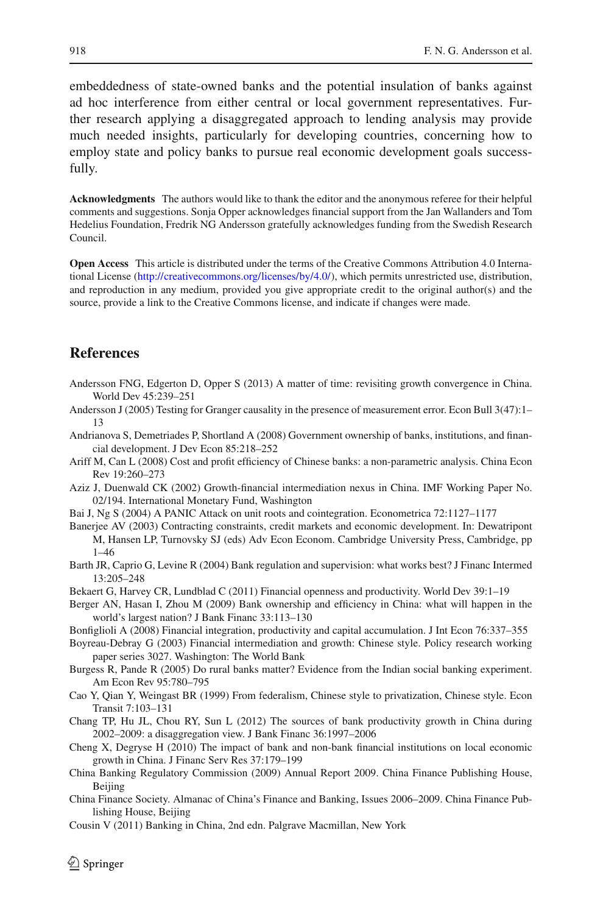embeddedness of state-owned banks and the potential insulation of banks against ad hoc interference from either central or local government representatives. Further research applying a disaggregated approach to lending analysis may provide much needed insights, particularly for developing countries, concerning how to employ state and policy banks to pursue real economic development goals successfully.

**Acknowledgments** The authors would like to thank the editor and the anonymous referee for their helpful comments and suggestions. Sonja Opper acknowledges financial support from the Jan Wallanders and Tom Hedelius Foundation, Fredrik NG Andersson gratefully acknowledges funding from the Swedish Research Council.

**Open Access** This article is distributed under the terms of the Creative Commons Attribution 4.0 International License (http://creativecommons.org/licenses/by/4.0/), which permits unrestricted use, distribution, and reproduction in any medium, provided you give appropriate credit to the original author(s) and the source, provide a link to the Creative Commons license, and indicate if changes were made.

## References

Andersson FNG, Edgerton D, Opper S (2013) A matter of time: revisiting growth convergence in China. World Dev 45:239–251

Andersson J (2005) Testing for Granger causality in the presence of measurement error. Econ Bull 3(47):1–13

Andrianova S, Demetriades P, Shortland A (2008) Government ownership of banks, institutions, and financial development. J Dev Econ 85:218–252

Ariff M, Can L (2008) Cost and profit efficiency of Chinese banks: a non-parametric analysis. China Econ Rev 19:260–273

Aziz J, Duenwald CK (2002) Growth-financial intermediation nexus in China. IMF Working Paper No. 02/194. International Monetary Fund, Washington

Bai J, Ng S (2004) A PANIC Attack on unit roots and cointegration. Econometrica 72:1127–1177

Banerjee AV (2003) Contracting constraints, credit markets and economic development. In: Dewatripont M, Hansen LP, Turnovsky SJ (eds) Adv Econ Econom. Cambridge University Press, Cambridge, pp 1–46

Barth JR, Caprio G, Levine R (2004) Bank regulation and supervision: what works best? J Financ Intermed 13:205–248

Bekaert G, Harvey CR, Lundblad C (2011) Financial openness and productivity. World Dev 39:1–19

Berger AN, Hasan I, Zhou M (2009) Bank ownership and efficiency in China: what will happen in the world's largest nation? J Bank Financ 33:113–130

Bonfiglioli A (2008) Financial integration, productivity and capital accumulation. J Int Econ 76:337–355

Boyreau-Debray G (2003) Financial intermediation and growth: Chinese style. Policy research working paper series 3027. Washington: The World Bank

Burgess R, Pande R (2005) Do rural banks matter? Evidence from the Indian social banking experiment. Am Econ Rev 95:780–795

Cao Y, Qian Y, Weingast BR (1999) From federalism, Chinese style to privatization, Chinese style. Econ Transit 7:103–131

Chang TP, Hu JL, Chou RY, Sun L (2012) The sources of bank productivity growth in China during 2002–2009: a disaggregation view. J Bank Financ 36:1997–2006

Cheng X, Degryse H (2010) The impact of bank and non-bank financial institutions on local economic growth in China. J Financ Serv Res 37:179–199

China Banking Regulatory Commission (2009) Annual Report 2009. China Finance Publishing House, Beijing

China Finance Society. Almanac of China's Finance and Banking, Issues 2006–2009. China Finance Publishing House, Beijing

Cousin V (2011) Banking in China, 2nd edn. Palgrave Macmillan, New York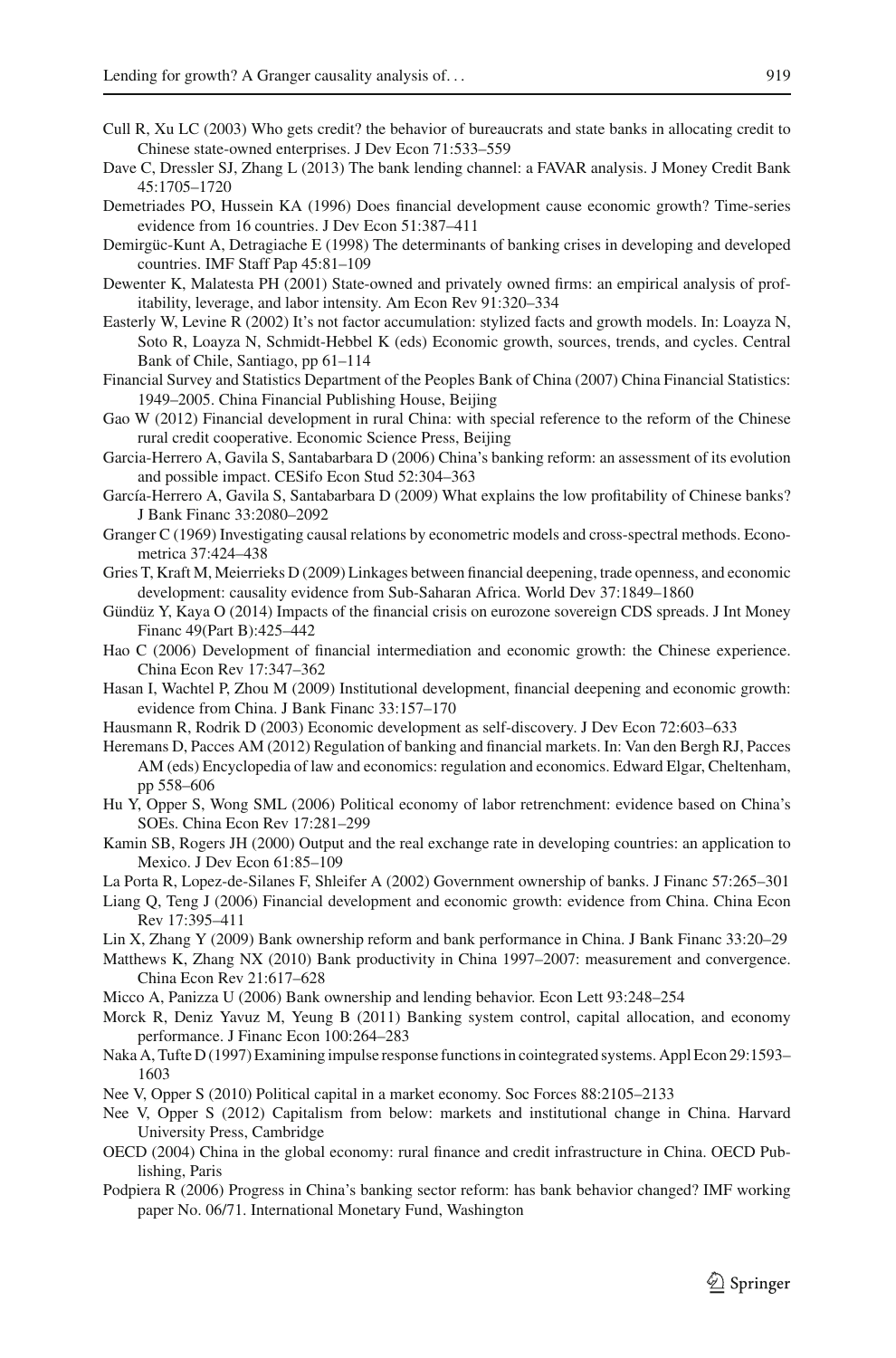Cull R, Xu LC (2003) Who gets credit? the behavior of bureaucrats and state banks in allocating credit to Chinese state-owned enterprises. J Dev Econ 71:533–559

Dave C, Dressler SJ, Zhang L (2013) The bank lending channel: a FAVAR analysis. J Money Credit Bank 45:1705–1720

Demetriades PO, Hussein KA (1996) Does financial development cause economic growth? Time-series evidence from 16 countries. J Dev Econ 51:387–411

Demirgüc-Kunt A, Detragiache E (1998) The determinants of banking crises in developing and developed countries. IMF Staff Pap 45:81–109

Dewenter K, Malatesta PH (2001) State-owned and privately owned firms: an empirical analysis of profitability, leverage, and labor intensity. Am Econ Rev 91:320–334

Easterly W, Levine R (2002) It's not factor accumulation: stylized facts and growth models. In: Loayza N, Soto R, Loayza N, Schmidt-Hebbel K (eds) Economic growth, sources, trends, and cycles. Central Bank of Chile, Santiago, pp 61–114

Financial Survey and Statistics Department of the Peoples Bank of China (2007) China Financial Statistics: 1949–2005. China Financial Publishing House, Beijing

Gao W (2012) Financial development in rural China: with special reference to the reform of the Chinese rural credit cooperative. Economic Science Press, Beijing

Garcia-Herrero A, Gavila S, Santabarbara D (2006) China's banking reform: an assessment of its evolution and possible impact. CESifo Econ Stud 52:304–363

García-Herrero A, Gavila S, Santabarbara D (2009) What explains the low profitability of Chinese banks? J Bank Financ 33:2080–2092

Granger C (1969) Investigating causal relations by econometric models and cross-spectral methods. Econometrica 37:424–438

Gries T, Kraft M, Meierrieks D (2009) Linkages between financial deepening, trade openness, and economic development: causality evidence from Sub-Saharan Africa. World Dev 37:1849–1860

Gündüz Y, Kaya O (2014) Impacts of the financial crisis on eurozone sovereign CDS spreads. J Int Money Financ 49(Part B):425–442

Hao C (2006) Development of financial intermediation and economic growth: the Chinese experience. China Econ Rev 17:347–362

Hasan I, Wachtel P, Zhou M (2009) Institutional development, financial deepening and economic growth: evidence from China. J Bank Financ 33:157–170

Hausmann R, Rodrik D (2003) Economic development as self-discovery. J Dev Econ 72:603–633

Heremans D, Pacces AM (2012) Regulation of banking and financial markets. In: Van den Bergh RJ, Pacces AM (eds) Encyclopedia of law and economics: regulation and economics. Edward Elgar, Cheltenham, pp 558–606

Hu Y, Opper S, Wong SML (2006) Political economy of labor retrenchment: evidence based on China's SOEs. China Econ Rev 17:281–299

Kamin SB, Rogers JH (2000) Output and the real exchange rate in developing countries: an application to Mexico. J Dev Econ 61:85–109

La Porta R, Lopez-de-Silanes F, Shleifer A (2002) Government ownership of banks. J Financ 57:265–301

Liang Q, Teng J (2006) Financial development and economic growth: evidence from China. China Econ Rev 17:395–411

Lin X, Zhang Y (2009) Bank ownership reform and bank performance in China. J Bank Financ 33:20–29

Matthews K, Zhang NX (2010) Bank productivity in China 1997–2007: measurement and convergence. China Econ Rev 21:617–628

Micco A, Panizza U (2006) Bank ownership and lending behavior. Econ Lett 93:248–254

Morck R, Deniz Yavuz M, Yeung B (2011) Banking system control, capital allocation, and economy performance. J Financ Econ 100:264–283

Naka A, Tufte D (1997) Examining impulse response functions in cointegrated systems. Appl Econ 29:1593–1603

Nee V, Opper S (2010) Political capital in a market economy. Soc Forces 88:2105–2133

Nee V, Opper S (2012) Capitalism from below: markets and institutional change in China. Harvard University Press, Cambridge

OECD (2004) China in the global economy: rural finance and credit infrastructure in China. OECD Publishing, Paris

Podpiera R (2006) Progress in China's banking sector reform: has bank behavior changed? IMF working paper No. 06/71. International Monetary Fund, Washington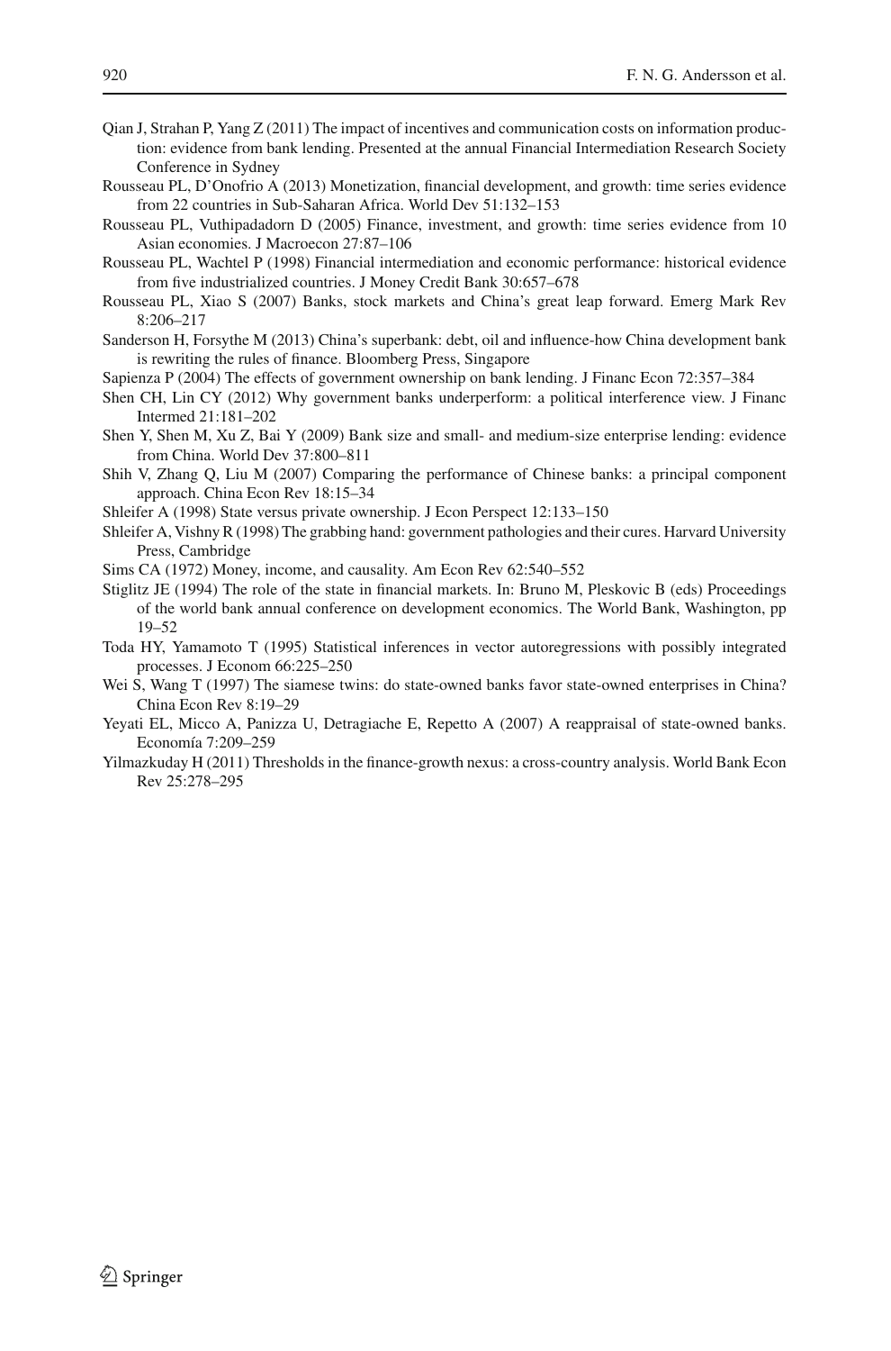Qian J, Strahan P, Yang Z (2011) The impact of incentives and communication costs on information production: evidence from bank lending. Presented at the annual Financial Intermediation Research Society Conference in Sydney

Rousseau PL, D'Onofrio A (2013) Monetization, financial development, and growth: time series evidence from 22 countries in Sub-Saharan Africa. World Dev 51:132–153

Rousseau PL, Vuthipadadorn D (2005) Finance, investment, and growth: time series evidence from 10 Asian economies. J Macroecon 27:87–106

Rousseau PL, Wachtel P (1998) Financial intermediation and economic performance: historical evidence from five industrialized countries. J Money Credit Bank 30:657–678

Rousseau PL, Xiao S (2007) Banks, stock markets and China's great leap forward. Emerg Mark Rev 8:206–217

Sanderson H, Forsythe M (2013) China's superbank: debt, oil and influence-how China development bank is rewriting the rules of finance. Bloomberg Press, Singapore

Sapienza P (2004) The effects of government ownership on bank lending. J Financ Econ 72:357–384

Shen CH, Lin CY (2012) Why government banks underperform: a political interference view. J Financ Intermed 21:181–202

Shen Y, Shen M, Xu Z, Bai Y (2009) Bank size and small- and medium-size enterprise lending: evidence from China. World Dev 37:800–811

Shih V, Zhang Q, Liu M (2007) Comparing the performance of Chinese banks: a principal component approach. China Econ Rev 18:15–34

Shleifer A (1998) State versus private ownership. J Econ Perspect 12:133–150

Shleifer A, Vishny R (1998) The grabbing hand: government pathologies and their cures. Harvard University Press, Cambridge

Sims CA (1972) Money, income, and causality. Am Econ Rev 62:540–552

Stiglitz JE (1994) The role of the state in financial markets. In: Bruno M, Pleskovic B (eds) Proceedings of the world bank annual conference on development economics. The World Bank, Washington, pp 19–52

Toda HY, Yamamoto T (1995) Statistical inferences in vector autoregressions with possibly integrated processes. J Econom 66:225–250

Wei S, Wang T (1997) The siamese twins: do state-owned banks favor state-owned enterprises in China? China Econ Rev 8:19–29

Yeyati EL, Micco A, Panizza U, Detragiache E, Repetto A (2007) A reappraisal of state-owned banks. Economía 7:209–259

Yilmazkuday H (2011) Thresholds in the finance-growth nexus: a cross-country analysis. World Bank Econ Rev 25:278–295